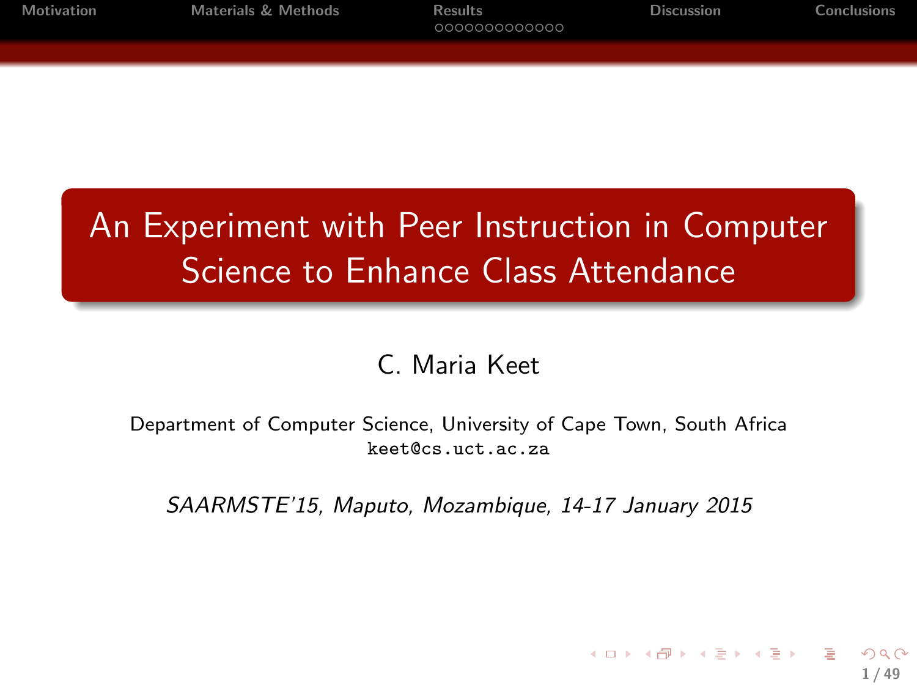# An Experiment with Peer Instruction in Computer Science to Enhance Class Attendance

C. Maria Keet

Department of Computer Science, University of Cape Town, South Africa
keet@cs.uct.ac.za

*SAARMSTE'15, Maputo, Mozambique, 14-17 January 2015*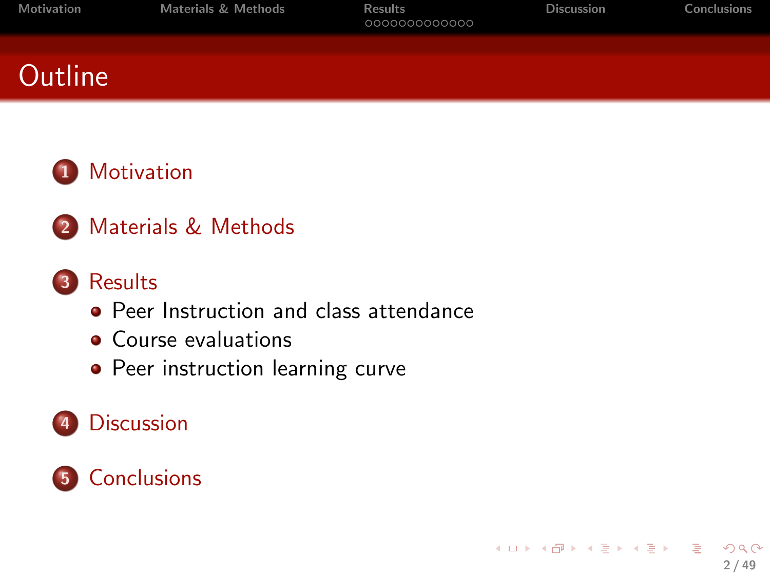# Outline

1. Motivation
2. Materials & Methods
3. Results
   - Peer Instruction and class attendance
   - Course evaluations
   - Peer instruction learning curve
4. Discussion
5. Conclusions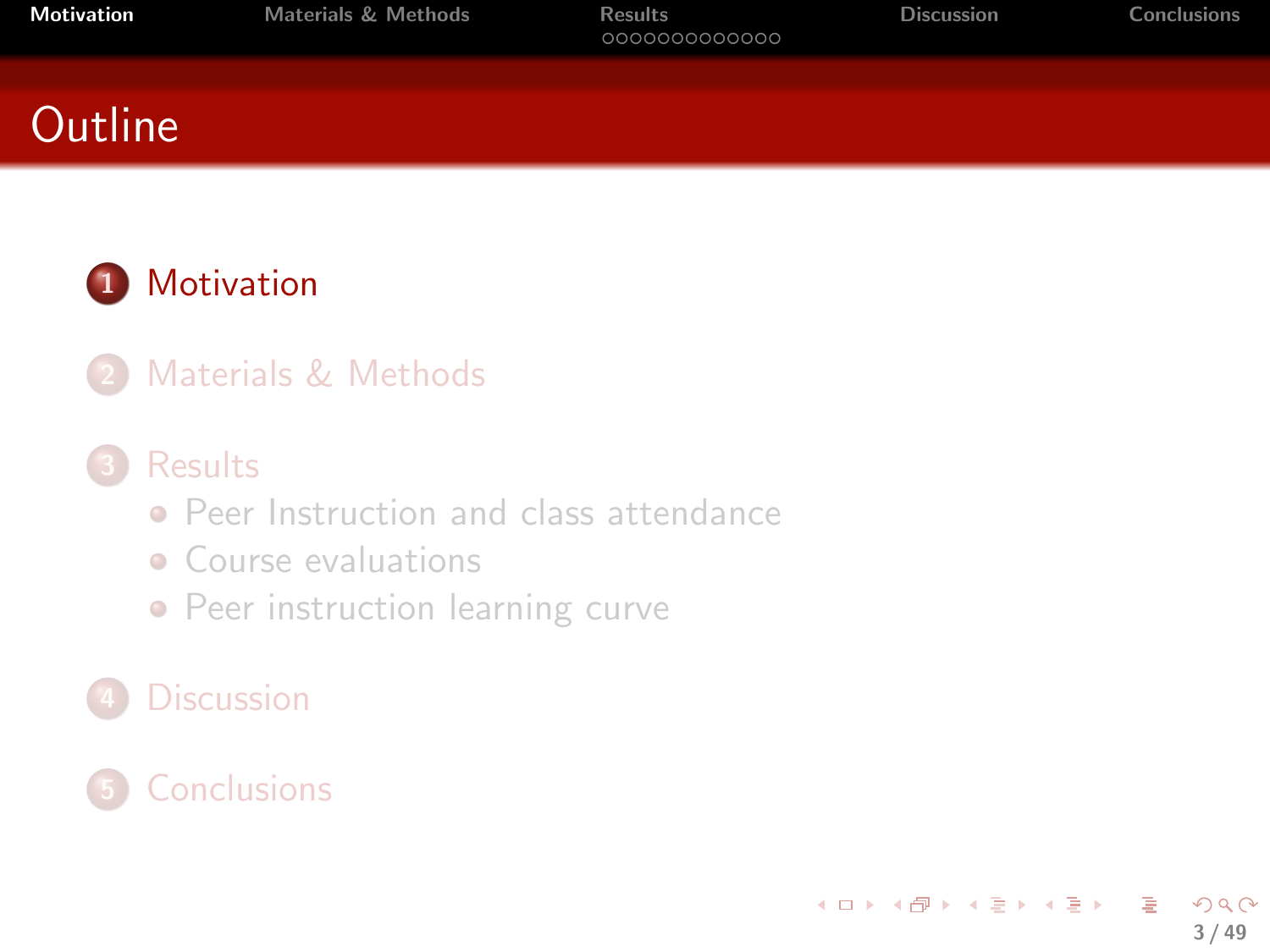# Outline

1. Motivation
2. Materials & Methods
3. Results
   - Peer Instruction and class attendance
   - Course evaluations
   - Peer instruction learning curve
4. Discussion
5. Conclusions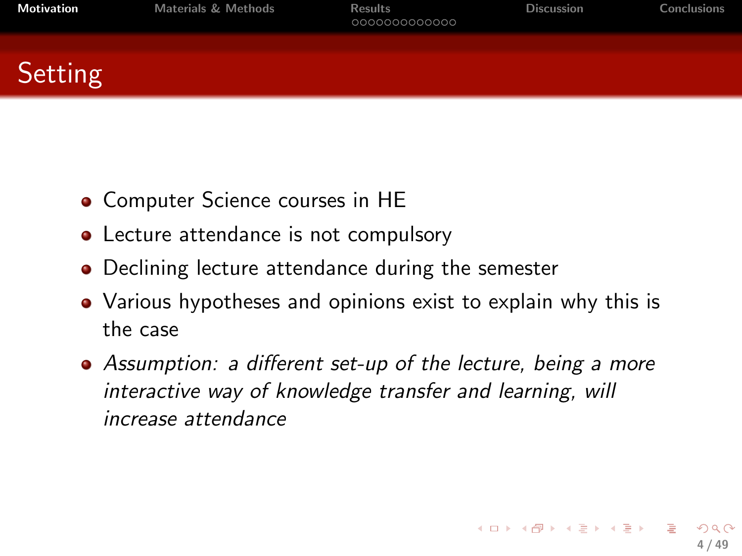# Setting

- Computer Science courses in HE
- Lecture attendance is not compulsory
- Declining lecture attendance during the semester
- Various hypotheses and opinions exist to explain why this is the case
- *Assumption: a different set-up of the lecture, being a more interactive way of knowledge transfer and learning, will increase attendance*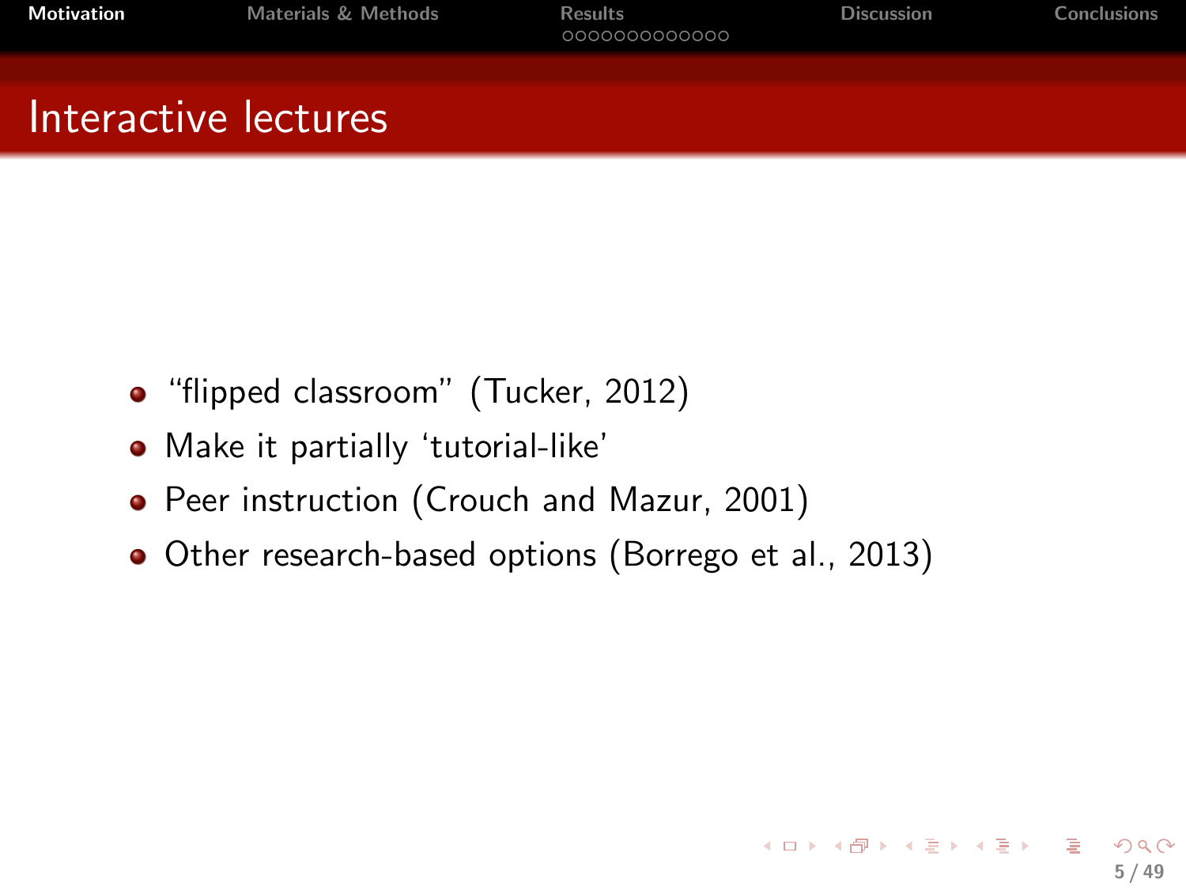# Interactive lectures

- “flipped classroom” (Tucker, 2012)
- Make it partially ‘tutorial-like’
- Peer instruction (Crouch and Mazur, 2001)
- Other research-based options (Borrego et al., 2013)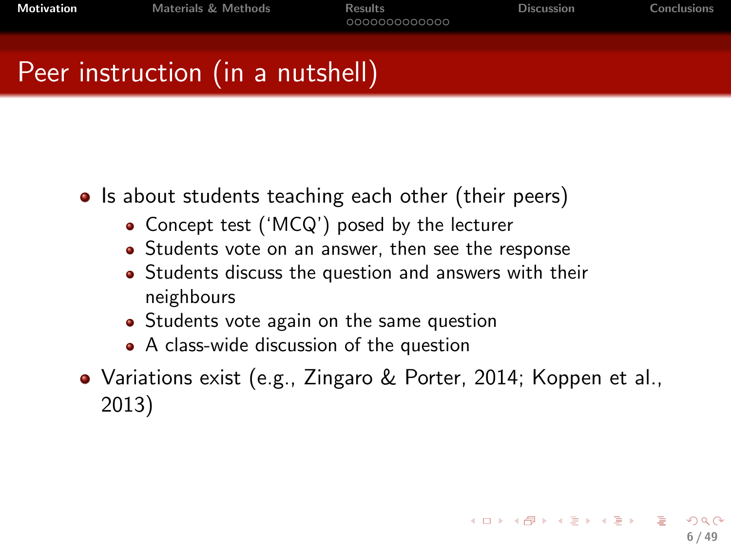# Peer instruction (in a nutshell)

- Is about students teaching each other (their peers)
  - Concept test ('MCQ') posed by the lecturer
  - Students vote on an answer, then see the response
  - Students discuss the question and answers with their neighbours
  - Students vote again on the same question
  - A class-wide discussion of the question
- Variations exist (e.g., Zingaro & Porter, 2014; Koppen et al., 2013)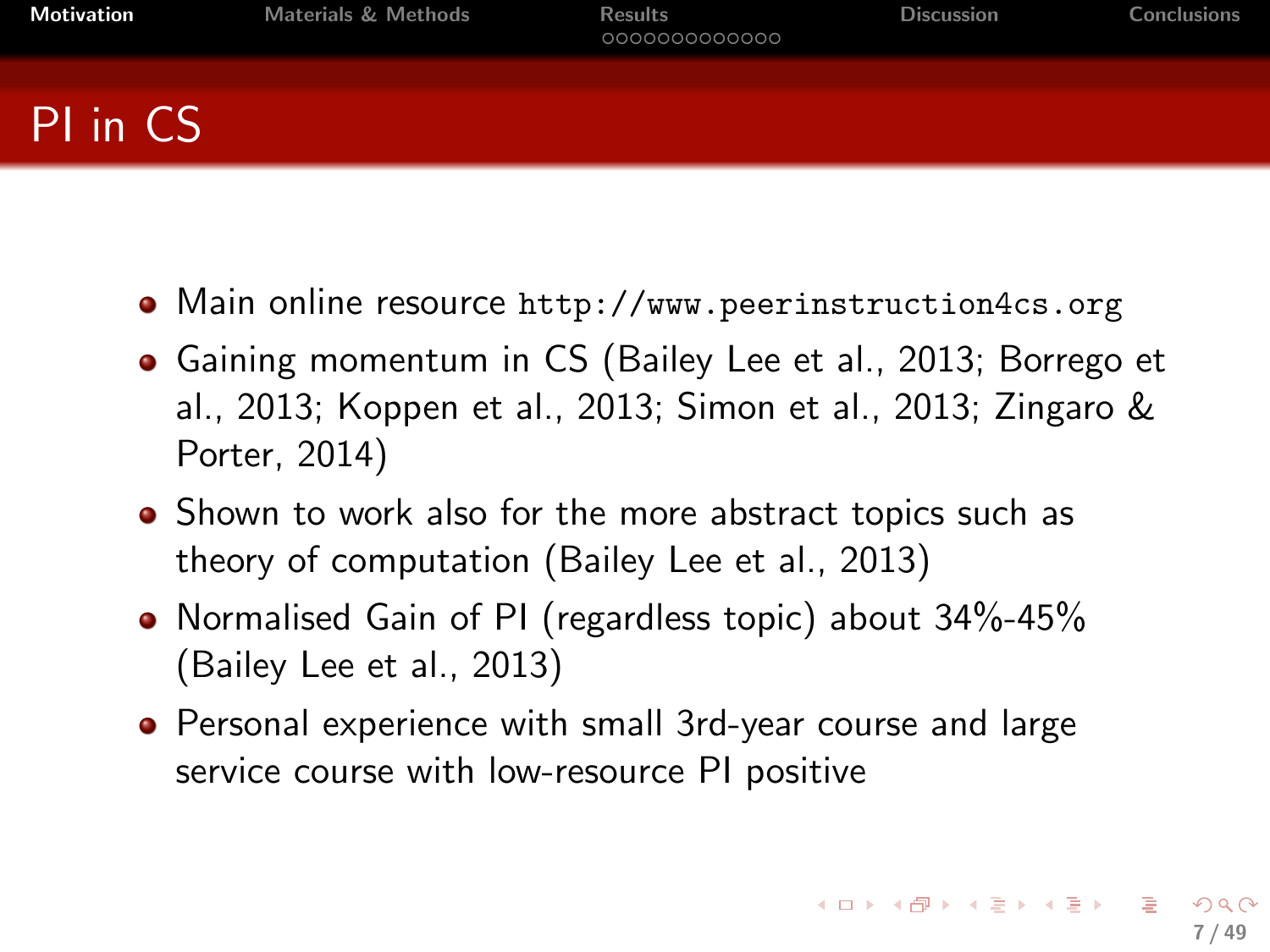# PI in CS

- Main online resource `http://www.peerinstruction4cs.org`
- Gaining momentum in CS (Bailey Lee et al., 2013; Borrego et al., 2013; Koppen et al., 2013; Simon et al., 2013; Zingaro & Porter, 2014)
- Shown to work also for the more abstract topics such as theory of computation (Bailey Lee et al., 2013)
- Normalised Gain of PI (regardless topic) about 34%-45% (Bailey Lee et al., 2013)
- Personal experience with small 3rd-year course and large service course with low-resource PI positive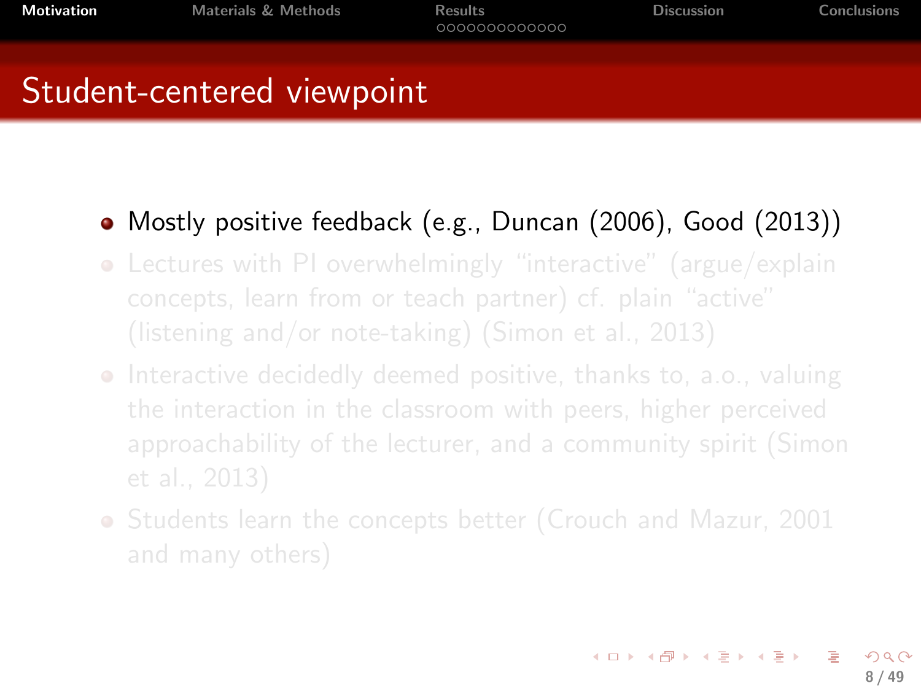## Student-centered viewpoint

- Mostly positive feedback (e.g., Duncan (2006), Good (2013))
- Lectures with PI overwhelmingly "interactive" (argue/explain concepts, learn from or teach partner) cf. plain "active" (listening and/or note-taking) (Simon et al., 2013)
- Interactive decidedly deemed positive, thanks to, a.o., valuing the interaction in the classroom with peers, higher perceived approachability of the lecturer, and a community spirit (Simon et al., 2013)
- Students learn the concepts better (Crouch and Mazur, 2001 and many others)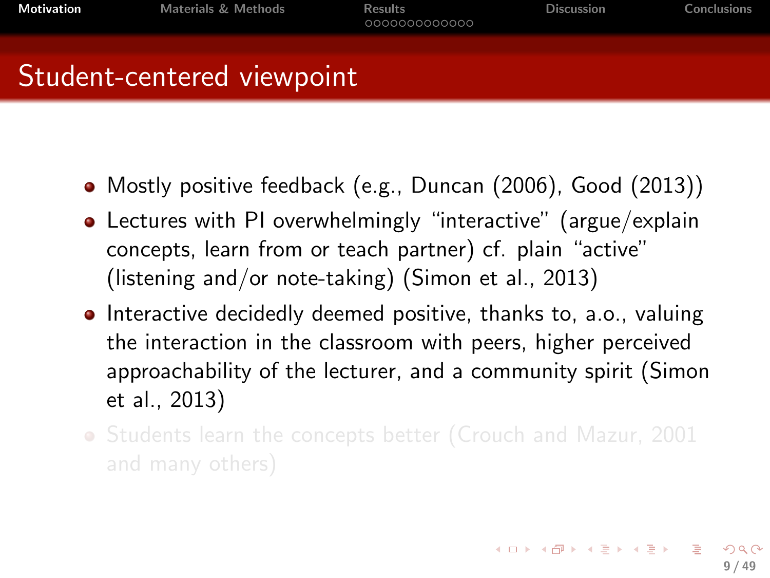# Student-centered viewpoint

- Mostly positive feedback (e.g., Duncan (2006), Good (2013))
- Lectures with PI overwhelmingly “interactive” (argue/explain concepts, learn from or teach partner) cf. plain “active” (listening and/or note-taking) (Simon et al., 2013)
- Interactive decidedly deemed positive, thanks to, a.o., valuing the interaction in the classroom with peers, higher perceived approachability of the lecturer, and a community spirit (Simon et al., 2013)
- Students learn the concepts better (Crouch and Mazur, 2001 and many others)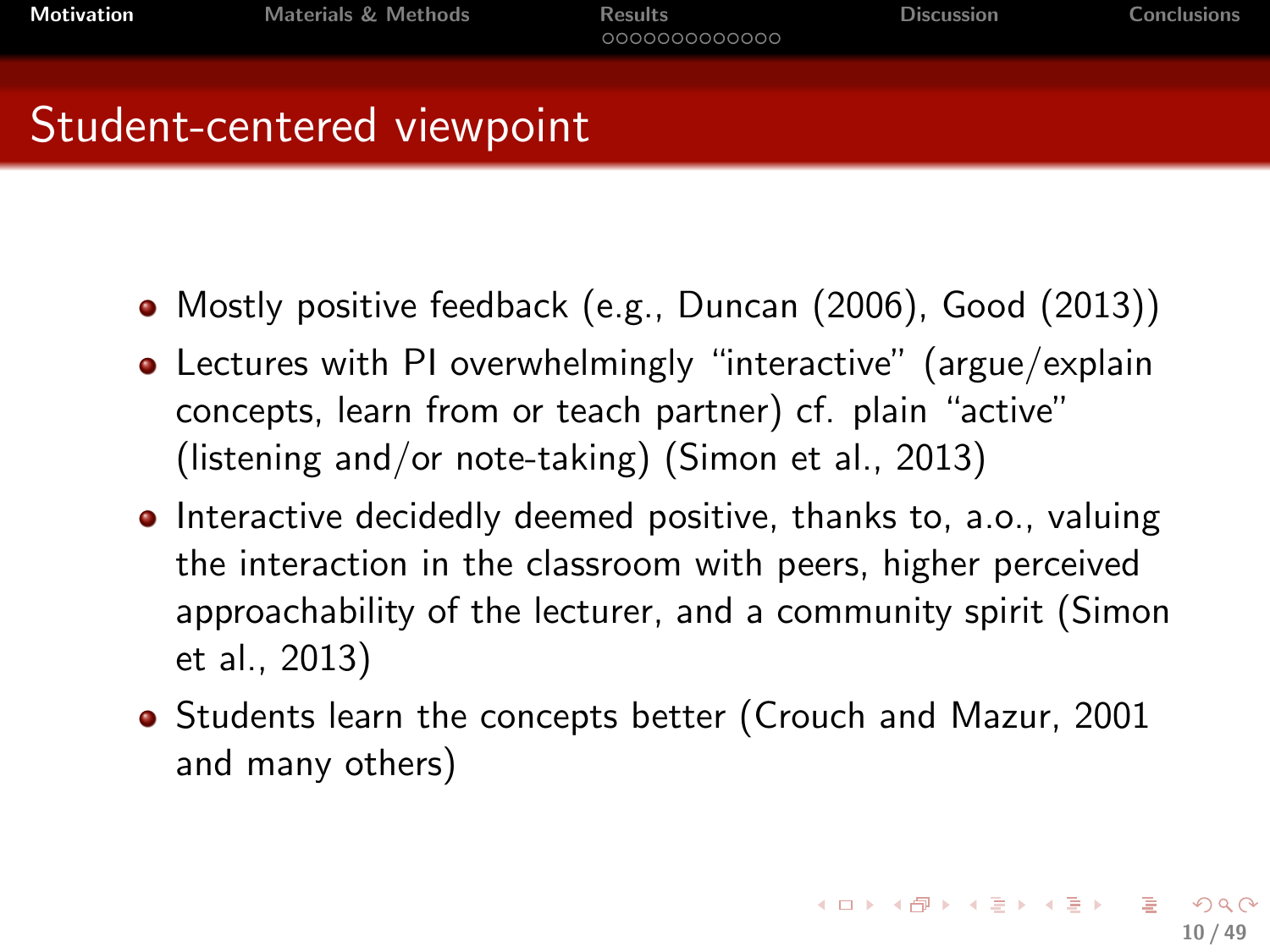## Student-centered viewpoint

- Mostly positive feedback (e.g., Duncan (2006), Good (2013))
- Lectures with PI overwhelmingly “interactive” (argue/explain concepts, learn from or teach partner) cf. plain “active” (listening and/or note-taking) (Simon et al., 2013)
- Interactive decidedly deemed positive, thanks to, a.o., valuing the interaction in the classroom with peers, higher perceived approachability of the lecturer, and a community spirit (Simon et al., 2013)
- Students learn the concepts better (Crouch and Mazur, 2001 and many others)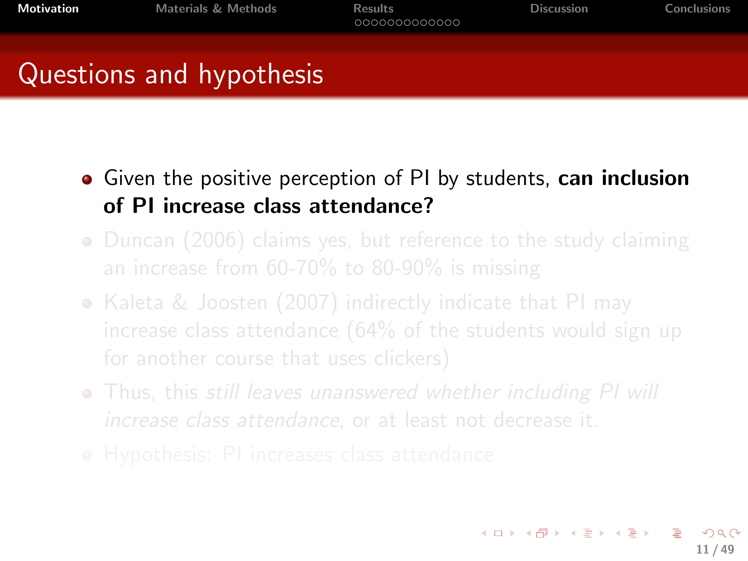# Questions and hypothesis

- Given the positive perception of PI by students, **can inclusion of PI increase class attendance?**
- Duncan (2006) claims yes, but reference to the study claiming an increase from 60-70% to 80-90% is missing
- Kaleta & Joosten (2007) indirectly indicate that PI may increase class attendance (64% of the students would sign up for another course that uses clickers)
- Thus, this *still leaves unanswered whether including PI will increase class attendance*, or at least not decrease it.
- Hypothesis: PI increases class attendance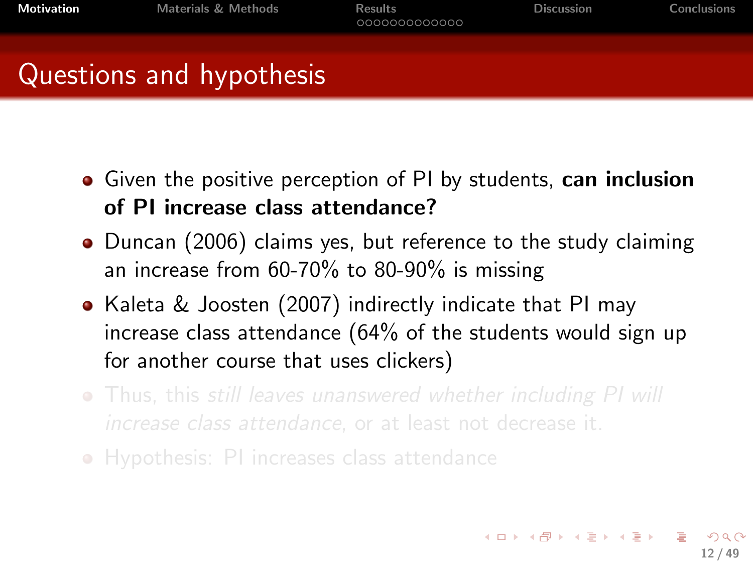## Questions and hypothesis

- Given the positive perception of PI by students, **can inclusion of PI increase class attendance?**
- Duncan (2006) claims yes, but reference to the study claiming an increase from 60-70% to 80-90% is missing
- Kaleta & Joosten (2007) indirectly indicate that PI may increase class attendance (64% of the students would sign up for another course that uses clickers)
- Thus, this *still leaves unanswered whether including PI will increase class attendance*, or at least not decrease it.
- Hypothesis: PI increases class attendance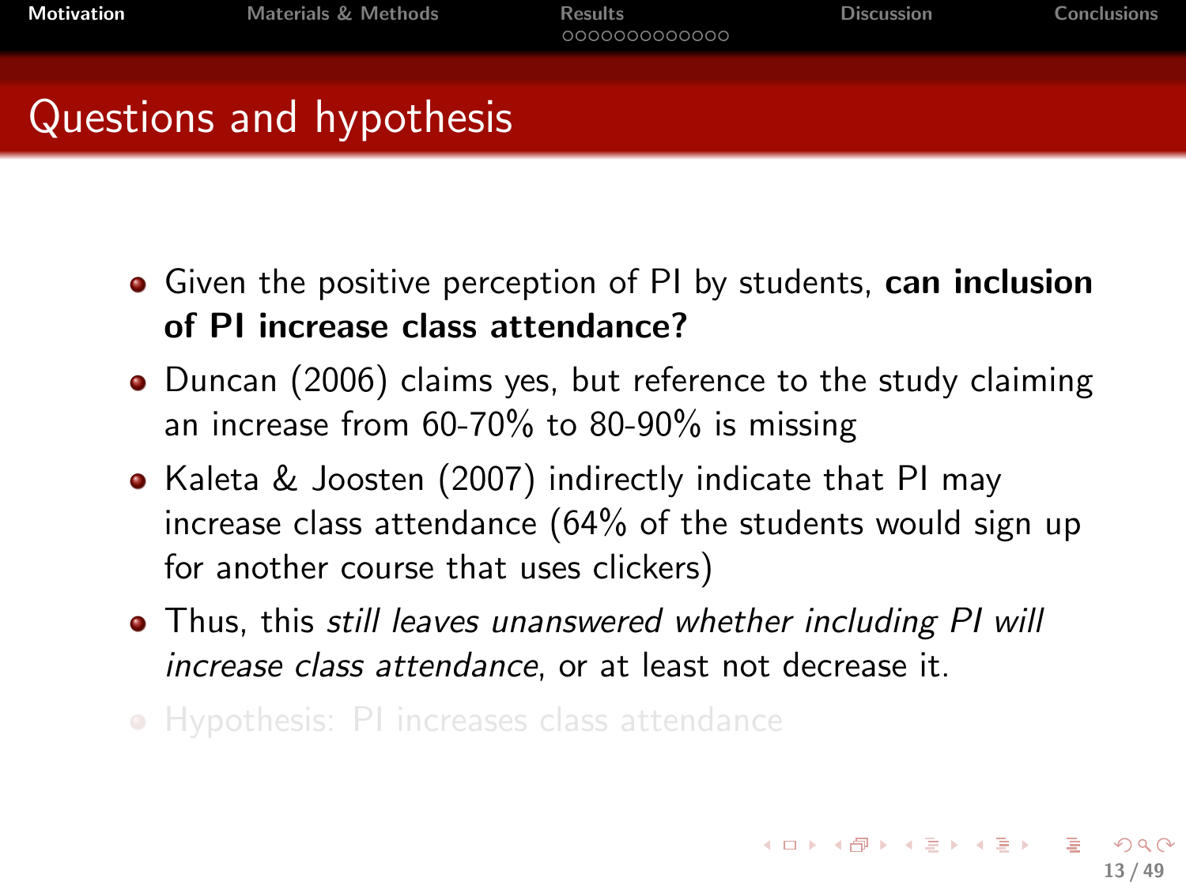# Questions and hypothesis

- Given the positive perception of PI by students, **can inclusion of PI increase class attendance?**
- Duncan (2006) claims yes, but reference to the study claiming an increase from 60-70% to 80-90% is missing
- Kaleta & Joosten (2007) indirectly indicate that PI may increase class attendance (64% of the students would sign up for another course that uses clickers)
- Thus, this *still leaves unanswered whether including PI will increase class attendance*, or at least not decrease it.
- Hypothesis: PI increases class attendance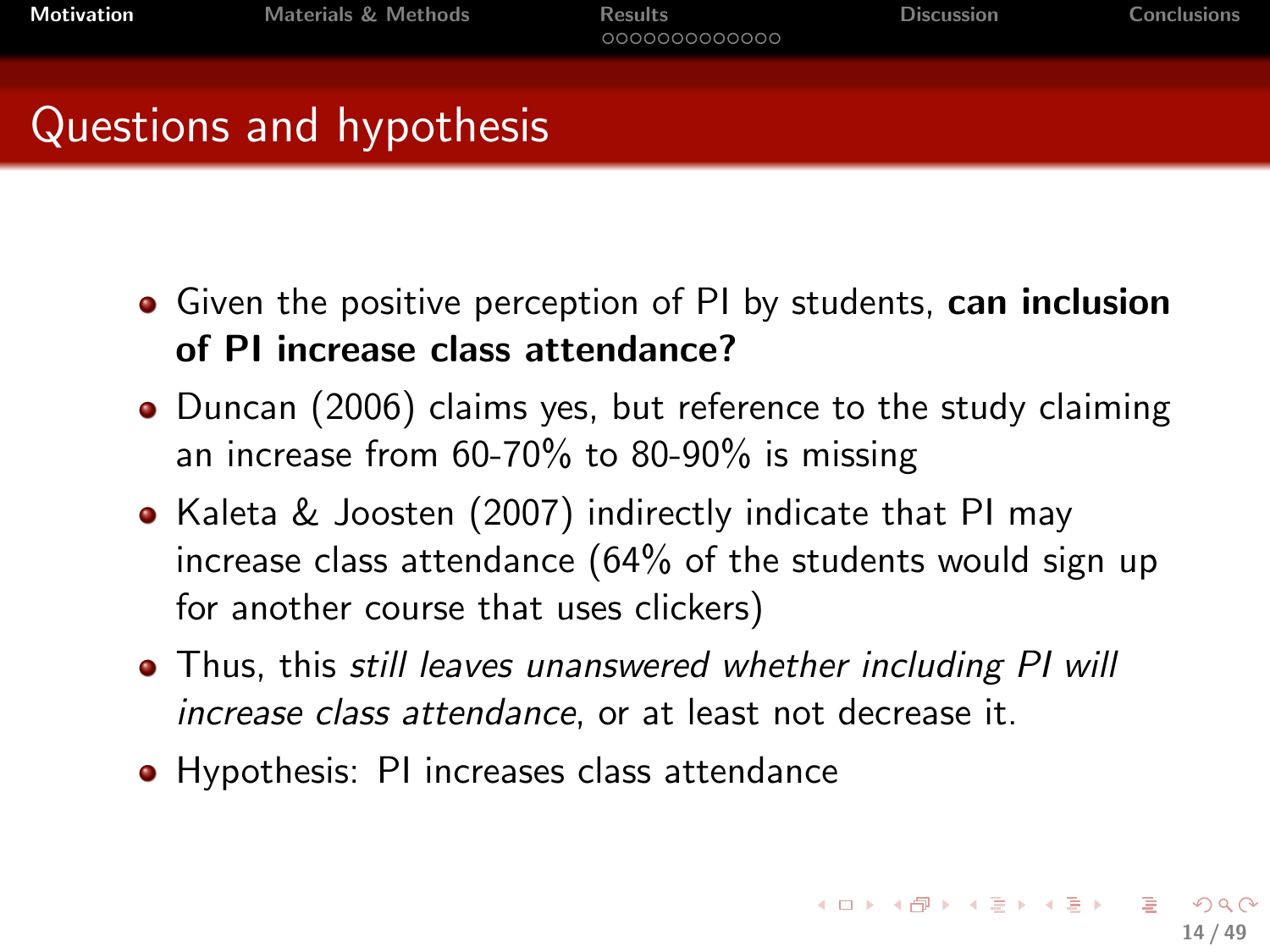## Questions and hypothesis

- Given the positive perception of PI by students, **can inclusion of PI increase class attendance?**
- Duncan (2006) claims yes, but reference to the study claiming an increase from 60-70% to 80-90% is missing
- Kaleta & Joosten (2007) indirectly indicate that PI may increase class attendance (64% of the students would sign up for another course that uses clickers)
- Thus, this *still leaves unanswered whether including PI will increase class attendance*, or at least not decrease it.
- Hypothesis: PI increases class attendance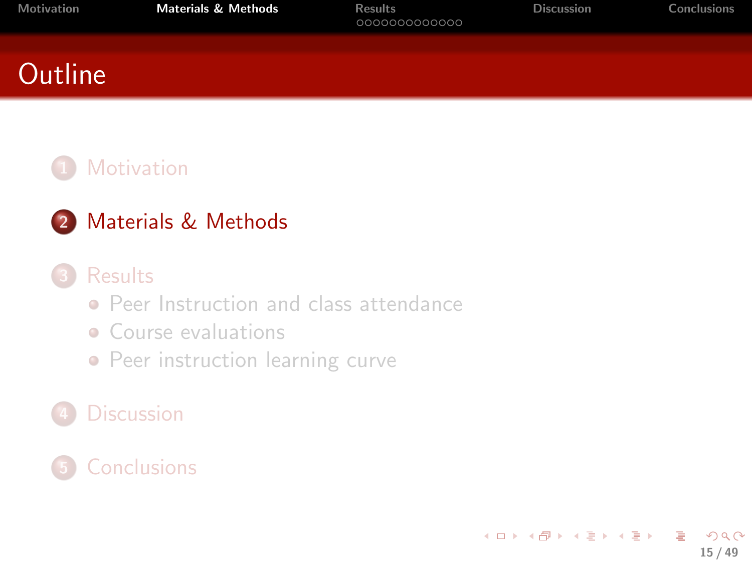# Outline

1. Motivation
2. Materials & Methods
3. Results
   - Peer Instruction and class attendance
   - Course evaluations
   - Peer instruction learning curve
4. Discussion
5. Conclusions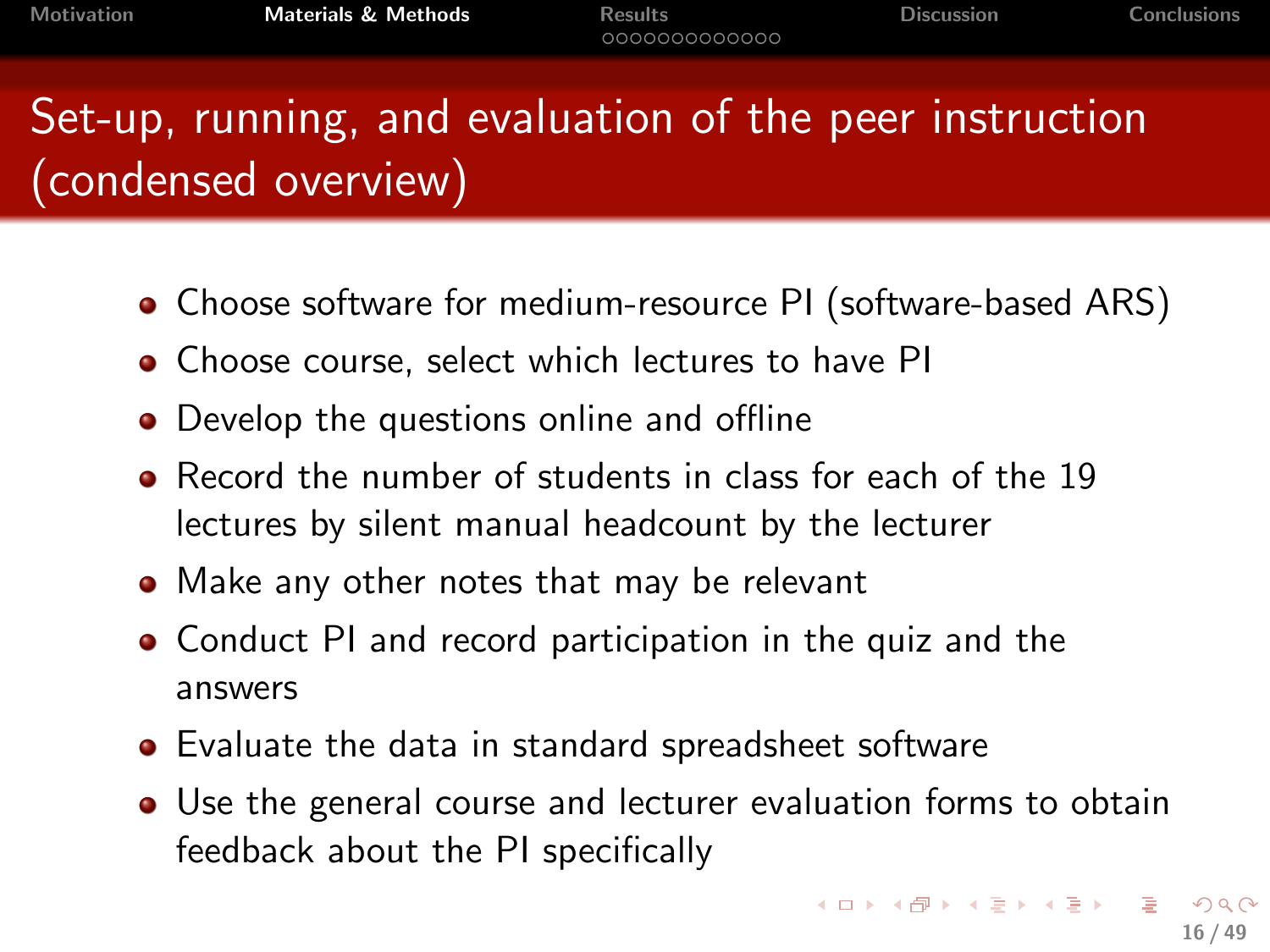## Set-up, running, and evaluation of the peer instruction (condensed overview)

- Choose software for medium-resource PI (software-based ARS)
- Choose course, select which lectures to have PI
- Develop the questions online and offline
- Record the number of students in class for each of the 19 lectures by silent manual headcount by the lecturer
- Make any other notes that may be relevant
- Conduct PI and record participation in the quiz and the answers
- Evaluate the data in standard spreadsheet software
- Use the general course and lecturer evaluation forms to obtain feedback about the PI specifically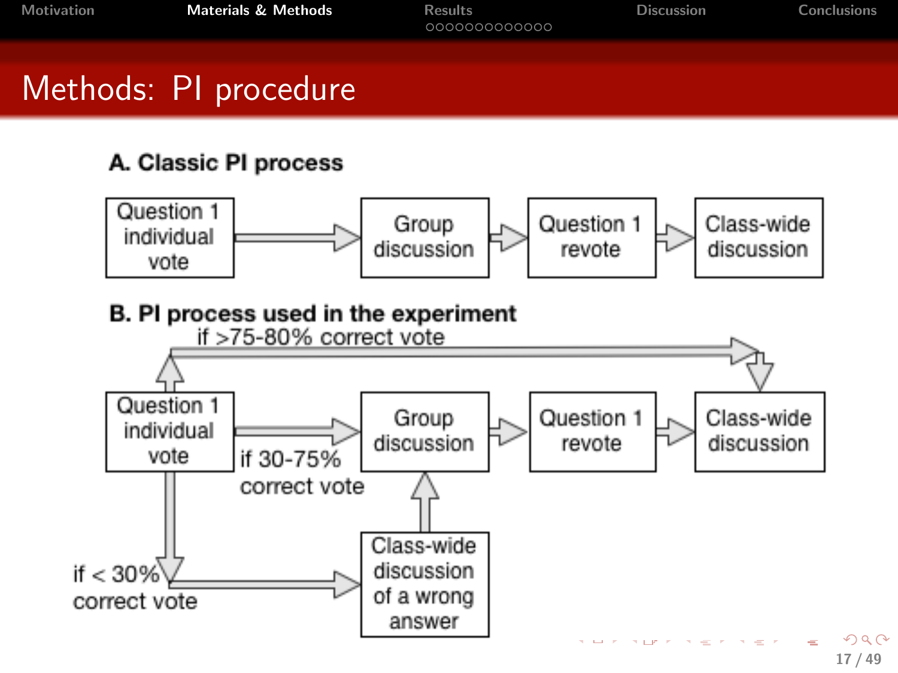# Methods: PI procedure

**A. Classic PI process**

Question 1 individual vote → Group discussion → Question 1 revote → Class-wide discussion

**B. PI process used in the experiment**

- Question 1 individual vote
  - if >75-80% correct vote → Class-wide discussion
  - if 30-75% correct vote → Group discussion → Question 1 revote → Class-wide discussion
  - if < 30% correct vote → Class-wide discussion of a wrong answer → Group discussion → Question 1 revote → Class-wide discussion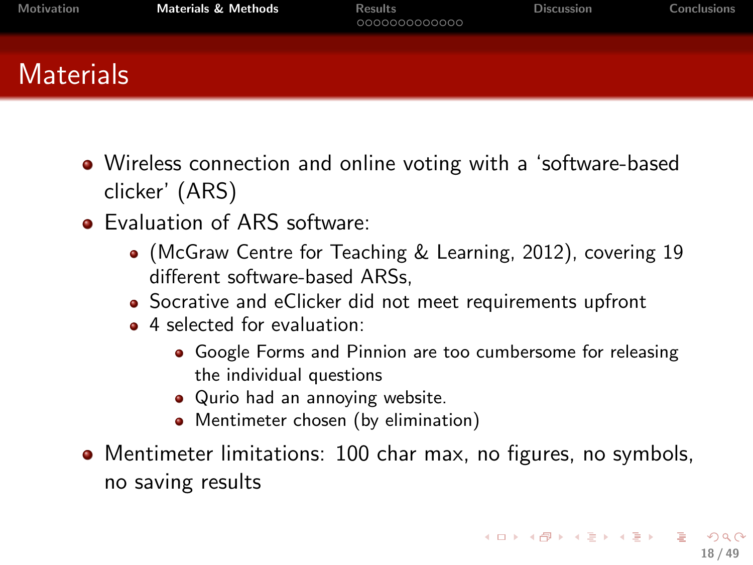# Materials

- Wireless connection and online voting with a 'software-based clicker' (ARS)
- Evaluation of ARS software:
  - (McGraw Centre for Teaching & Learning, 2012), covering 19 different software-based ARSs,
  - Socrative and eClicker did not meet requirements upfront
  - 4 selected for evaluation:
    - Google Forms and Pinnion are too cumbersome for releasing the individual questions
    - Qurio had an annoying website.
    - Mentimeter chosen (by elimination)
- Mentimeter limitations: 100 char max, no figures, no symbols, no saving results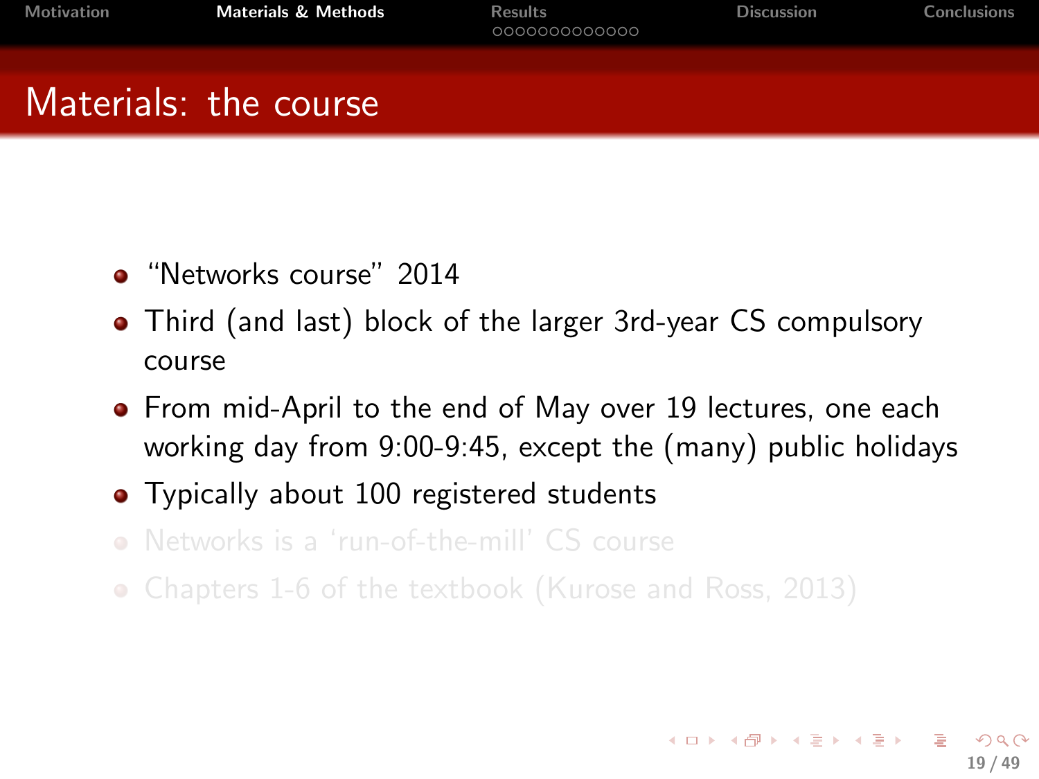# Materials: the course

- “Networks course” 2014
- Third (and last) block of the larger 3rd-year CS compulsory course
- From mid-April to the end of May over 19 lectures, one each working day from 9:00-9:45, except the (many) public holidays
- Typically about 100 registered students
- Networks is a ‘run-of-the-mill’ CS course
- Chapters 1-6 of the textbook (Kurose and Ross, 2013)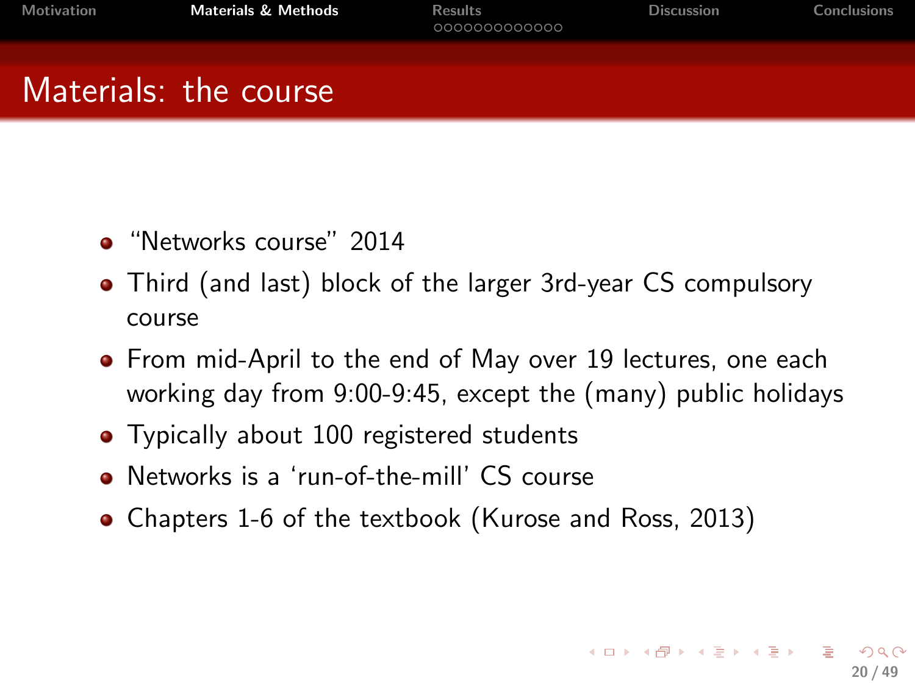# Materials: the course

- “Networks course” 2014
- Third (and last) block of the larger 3rd-year CS compulsory course
- From mid-April to the end of May over 19 lectures, one each working day from 9:00-9:45, except the (many) public holidays
- Typically about 100 registered students
- Networks is a ‘run-of-the-mill’ CS course
- Chapters 1-6 of the textbook (Kurose and Ross, 2013)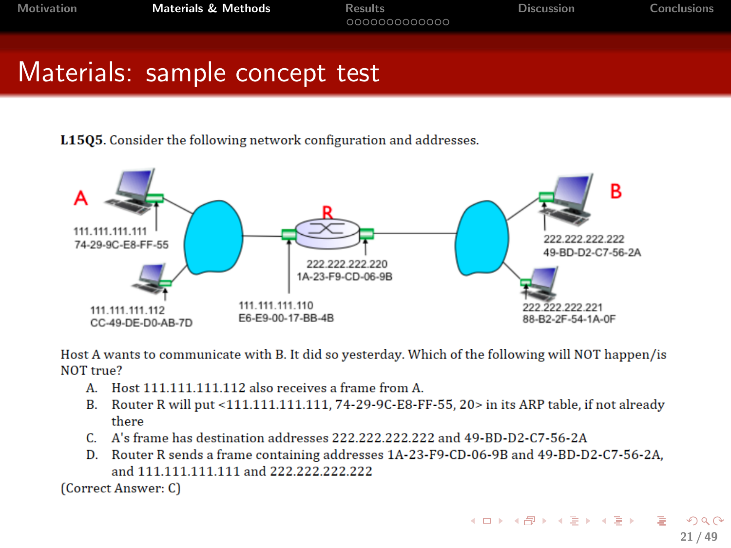# Materials: sample concept test

**L15Q5**. Consider the following network configuration and addresses.

A

111.111.111.111
74-29-9C-E8-FF-55

111.111.111.112
CC-49-DE-D0-AB-7D

R

111.111.111.110
E6-E9-00-17-BB-4B

222.222.222.220
1A-23-F9-CD-06-9B

B

222.222.222.222
49-BD-D2-C7-56-2A

222.222.222.221
88-B2-2F-54-1A-0F

Host A wants to communicate with B. It did so yesterday. Which of the following will NOT happen/is NOT true?

A. Host 111.111.111.112 also receives a frame from A.

B. Router R will put <111.111.111.111, 74-29-9C-E8-FF-55, 20> in its ARP table, if not already there

C. A's frame has destination addresses 222.222.222.222 and 49-BD-D2-C7-56-2A

D. Router R sends a frame containing addresses 1A-23-F9-CD-06-9B and 49-BD-D2-C7-56-2A, and 111.111.111.111 and 222.222.222.222

(Correct Answer: C)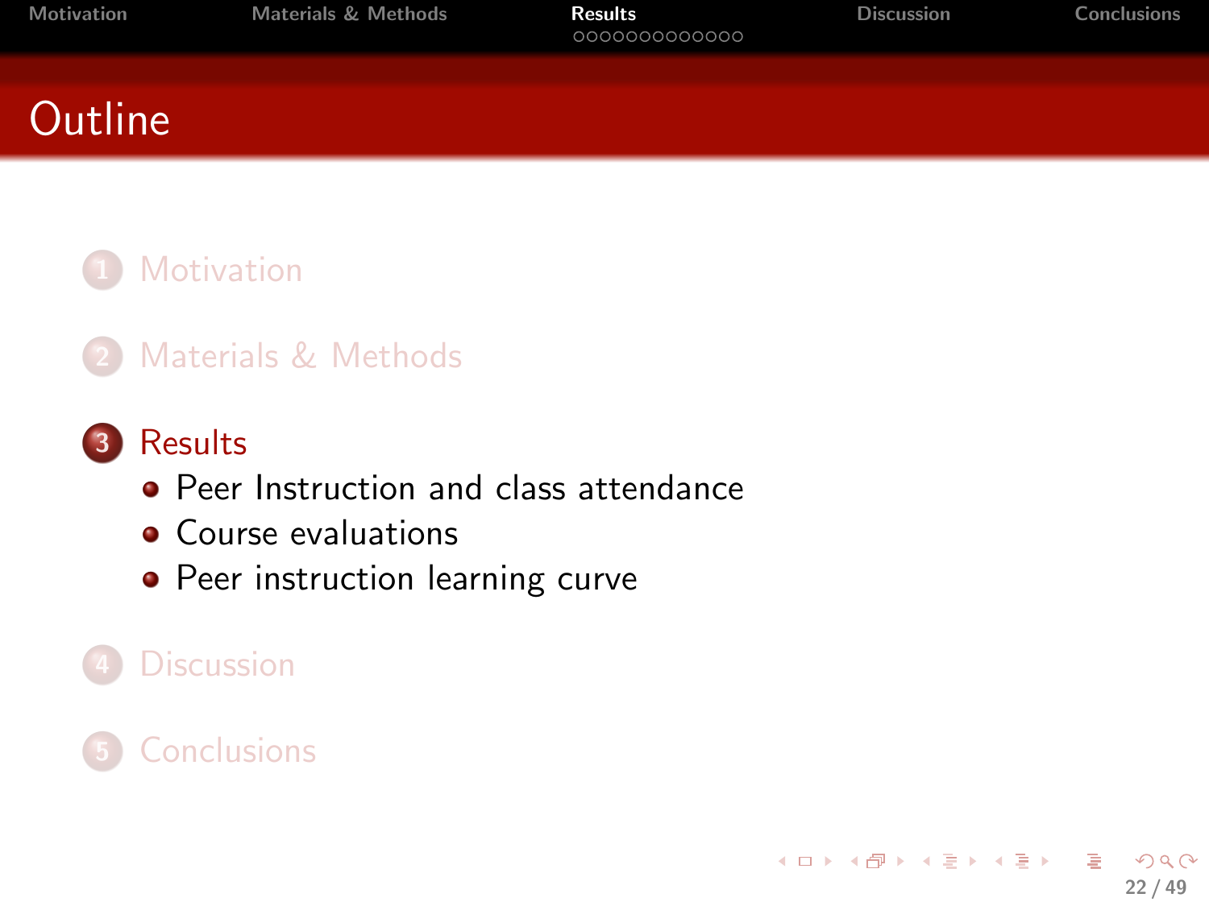# Outline

1. Motivation
2. Materials & Methods
3. Results
   - Peer Instruction and class attendance
   - Course evaluations
   - Peer instruction learning curve
4. Discussion
5. Conclusions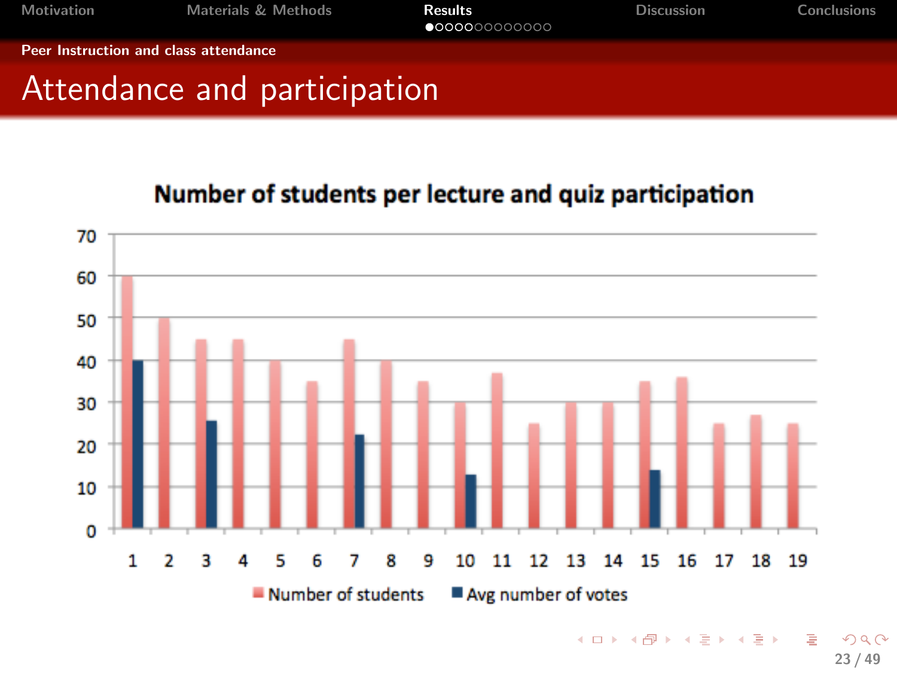Peer Instruction and class attendance

# Attendance and participation

**Number of students per lecture and quiz participation**

| Lecture | Number of students | Avg number of votes |
|---|---|---|
| 1 | 60 | 40 |
| 2 | 50 | |
| 3 | 45 | 26 |
| 4 | 45 | |
| 5 | 40 | |
| 6 | 35 | |
| 7 | 45 | 22 |
| 8 | 40 | |
| 9 | 35 | |
| 10 | 30 | 13 |
| 11 | 37 | |
| 12 | 25 | |
| 13 | 30 | |
| 14 | 30 | |
| 15 | 35 | 14 |
| 16 | 36 | |
| 17 | 25 | |
| 18 | 27 | |
| 19 | 25 | |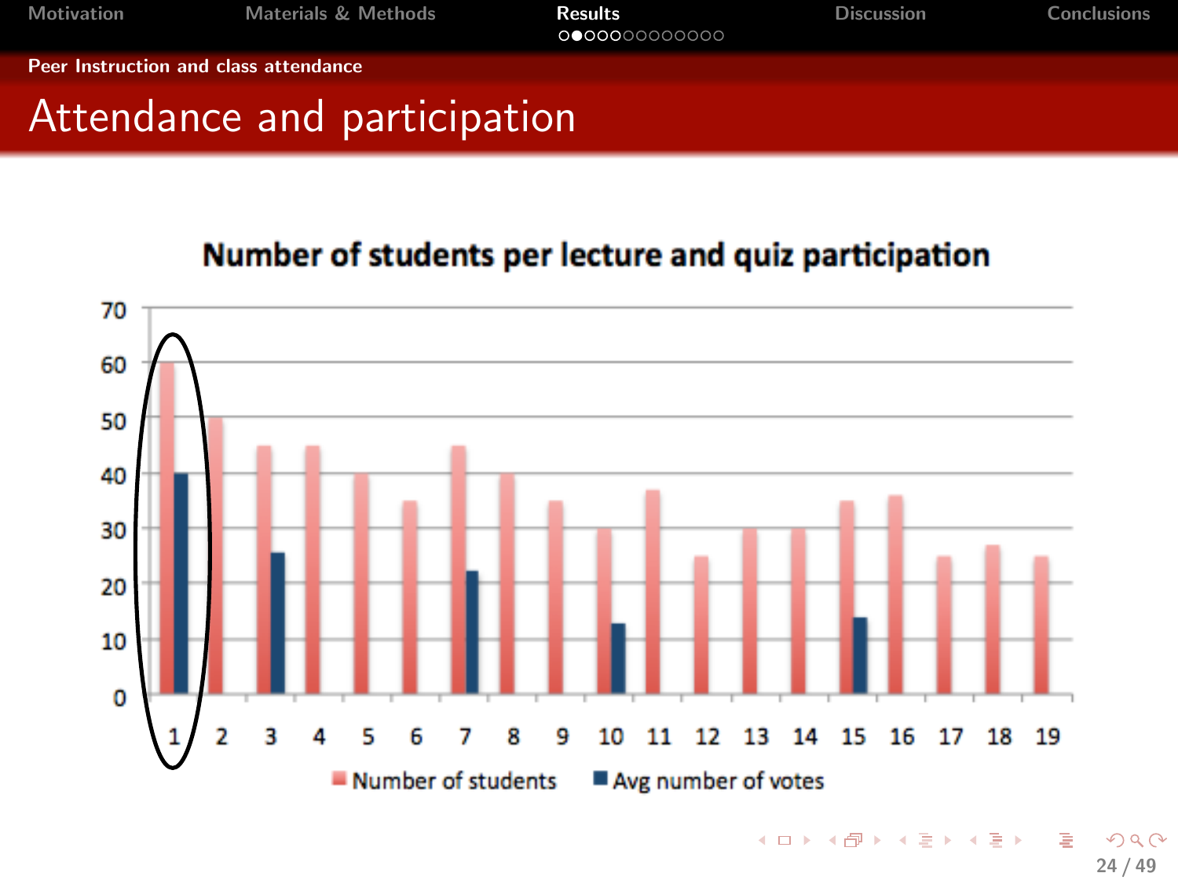## Peer Instruction and class attendance

# Attendance and participation

**Number of students per lecture and quiz participation**

| Lecture | Number of students | Avg number of votes |
|---|---|---|
| 1 | 60 | 40 |
| 2 | 50 | |
| 3 | 45 | 26 |
| 4 | 45 | |
| 5 | 40 | |
| 6 | 35 | |
| 7 | 45 | 22 |
| 8 | 40 | |
| 9 | 35 | |
| 10 | 30 | 13 |
| 11 | 37 | |
| 12 | 25 | |
| 13 | 30 | |
| 14 | 30 | |
| 15 | 35 | 14 |
| 16 | 36 | |
| 17 | 25 | |
| 18 | 27 | |
| 19 | 25 | |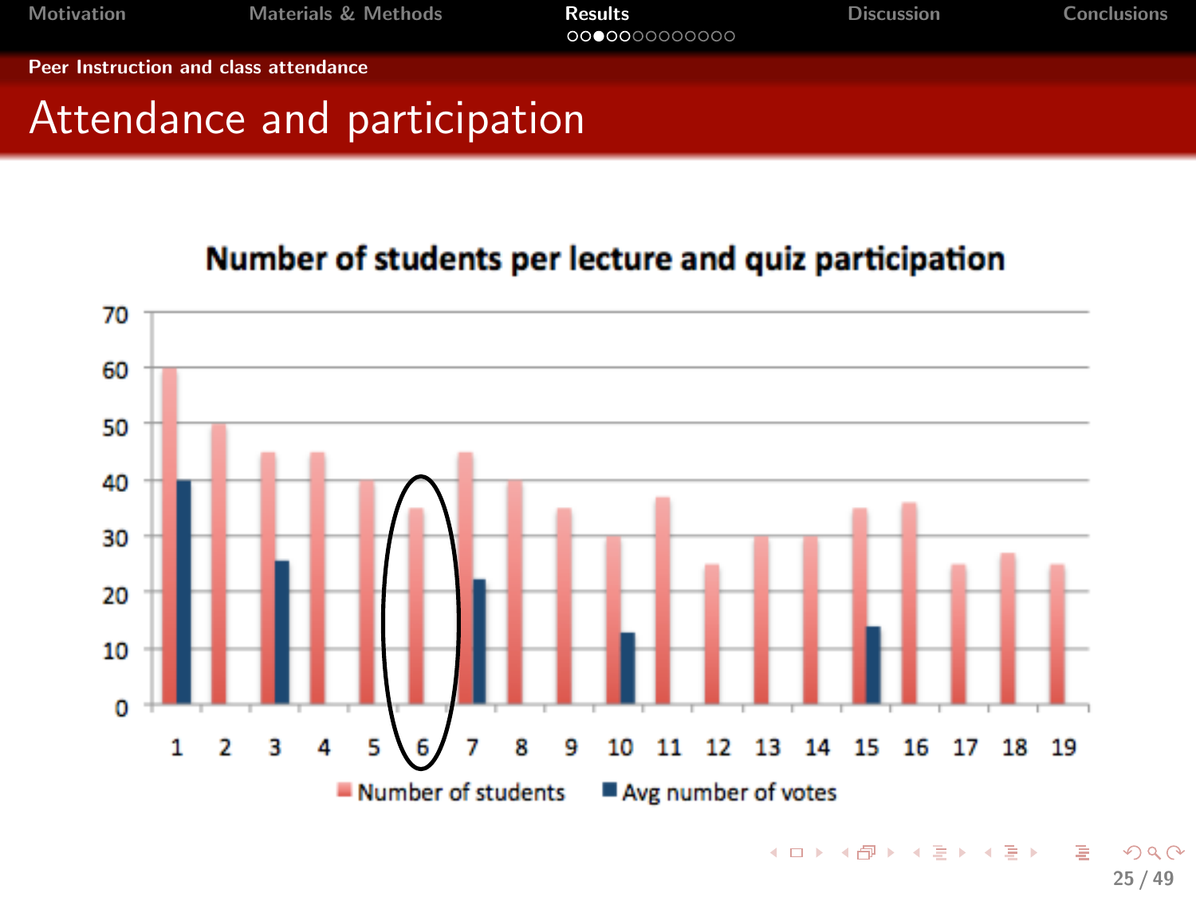## Peer Instruction and class attendance

# Attendance and participation

**Number of students per lecture and quiz participation**

| Lecture | Number of students | Avg number of votes |
|---|---|---|
| 1 | 60 | 40 |
| 2 | 50 | |
| 3 | 45 | 26 |
| 4 | 45 | |
| 5 | 40 | |
| 6 | 35 | |
| 7 | 45 | 22 |
| 8 | 40 | |
| 9 | 35 | |
| 10 | 30 | 13 |
| 11 | 37 | |
| 12 | 25 | |
| 13 | 30 | |
| 14 | 30 | |
| 15 | 35 | 14 |
| 16 | 36 | |
| 17 | 25 | |
| 18 | 27 | |
| 19 | 25 | |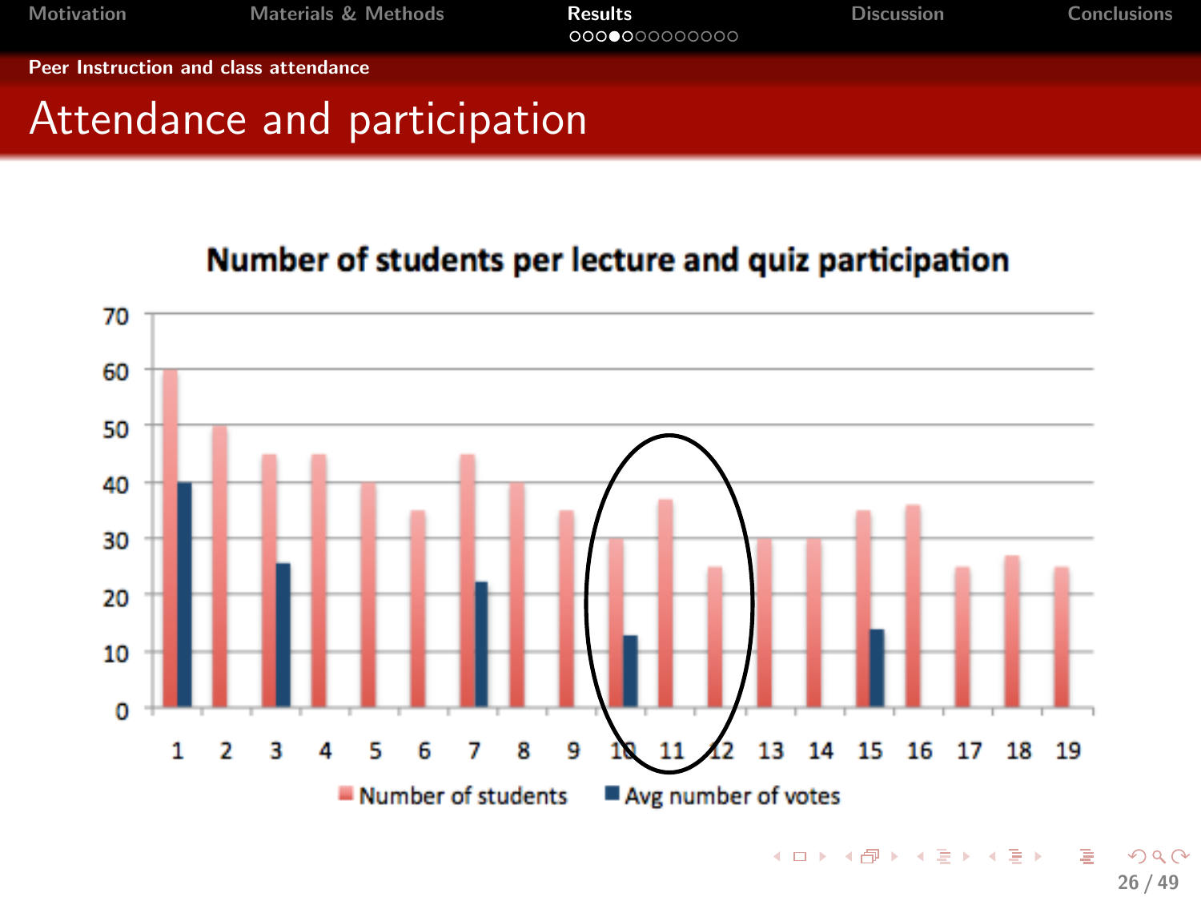## Peer Instruction and class attendance

# Attendance and participation

**Number of students per lecture and quiz participation**

| Lecture | Number of students | Avg number of votes |
|---|---|---|
| 1 | 60 | 40 |
| 2 | 50 | |
| 3 | 45 | 26 |
| 4 | 45 | |
| 5 | 40 | |
| 6 | 35 | |
| 7 | 45 | 22 |
| 8 | 40 | |
| 9 | 35 | |
| 10 | 30 | 13 |
| 11 | 37 | |
| 12 | 25 | |
| 13 | 30 | |
| 14 | 30 | |
| 15 | 35 | 14 |
| 16 | 36 | |
| 17 | 25 | |
| 18 | 27 | |
| 19 | 25 | |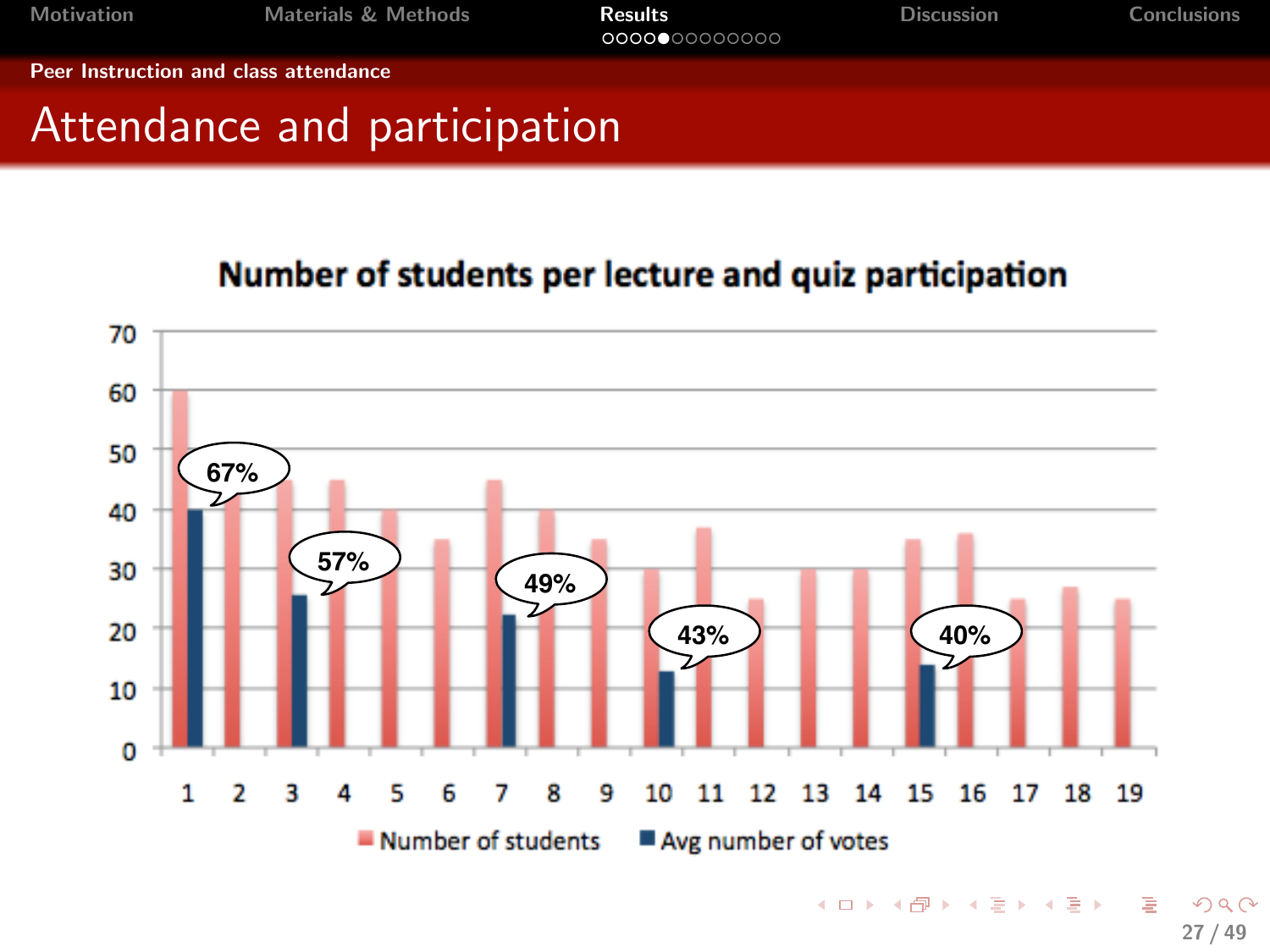## Peer Instruction and class attendance

# Attendance and participation

**Number of students per lecture and quiz participation**

| Lecture | Number of students | Avg number of votes | Participation |
|---|---|---|---|
| 1 | 60 | 40 | 67% |
| 2 | 43 | | |
| 3 | 45 | 26 | 57% |
| 4 | 45 | | |
| 5 | 40 | | |
| 6 | 35 | | |
| 7 | 45 | 22 | 49% |
| 8 | 40 | | |
| 9 | 35 | | |
| 10 | 30 | 13 | 43% |
| 11 | 37 | | |
| 12 | 25 | | |
| 13 | 30 | | |
| 14 | 30 | | |
| 15 | 35 | 14 | 40% |
| 16 | 36 | | |
| 17 | 25 | | |
| 18 | 27 | | |
| 19 | 25 | | |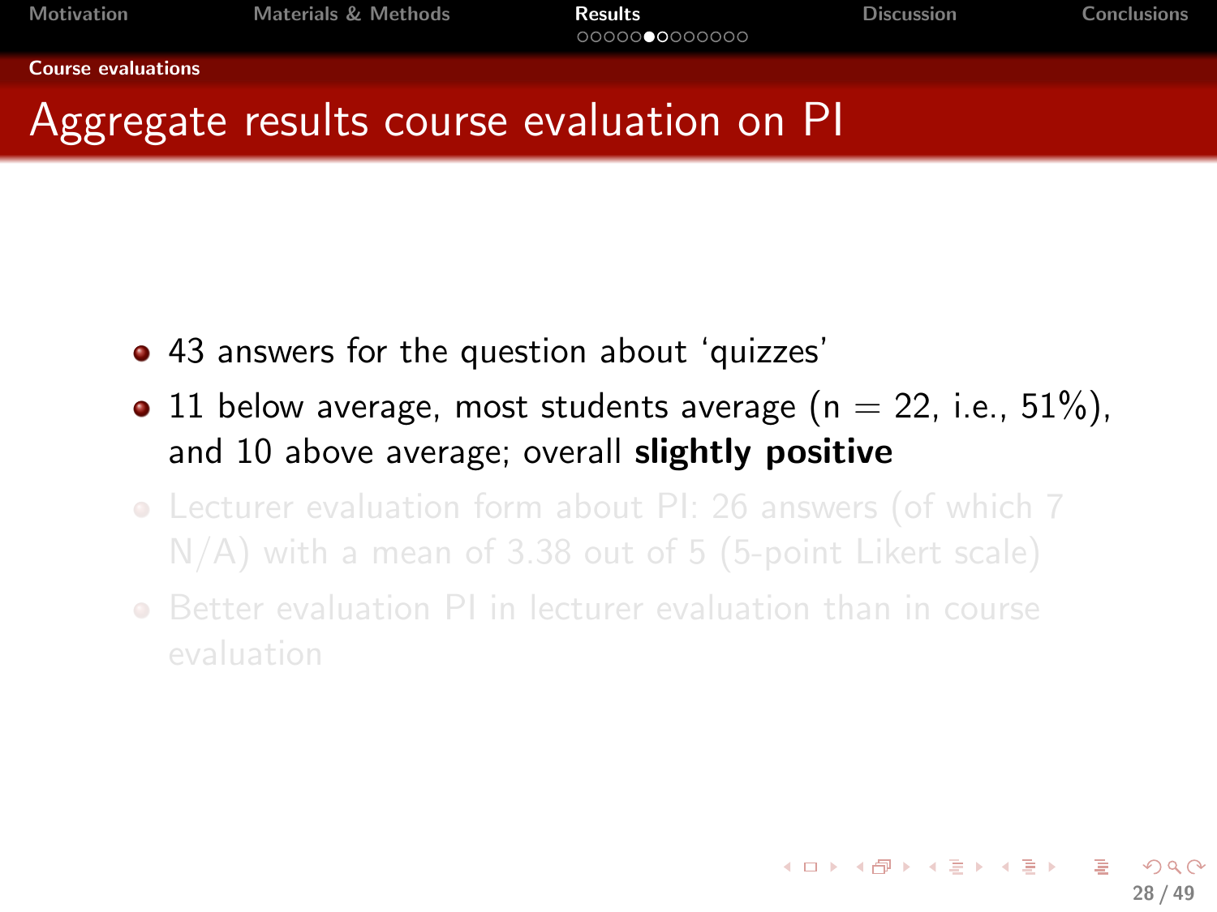## Aggregate results course evaluation on PI

- 43 answers for the question about 'quizzes'
- 11 below average, most students average (n = 22, i.e., 51%), and 10 above average; overall **slightly positive**
- Lecturer evaluation form about PI: 26 answers (of which 7 N/A) with a mean of 3.38 out of 5 (5-point Likert scale)
- Better evaluation PI in lecturer evaluation than in course evaluation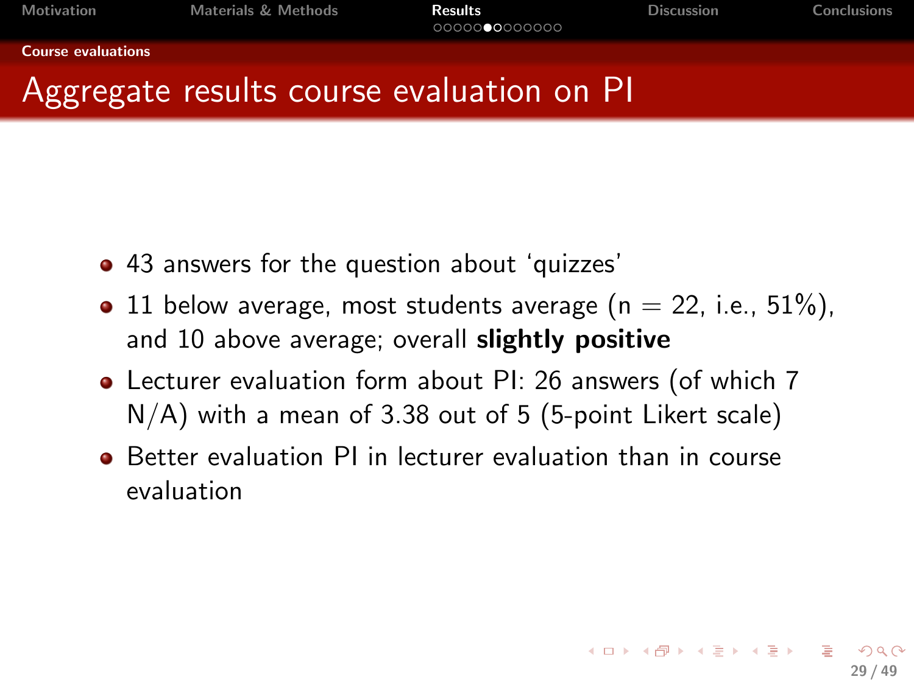# Aggregate results course evaluation on PI

- 43 answers for the question about ‘quizzes’
- 11 below average, most students average (n = 22, i.e., 51%), and 10 above average; overall **slightly positive**
- Lecturer evaluation form about PI: 26 answers (of which 7 N/A) with a mean of 3.38 out of 5 (5-point Likert scale)
- Better evaluation PI in lecturer evaluation than in course evaluation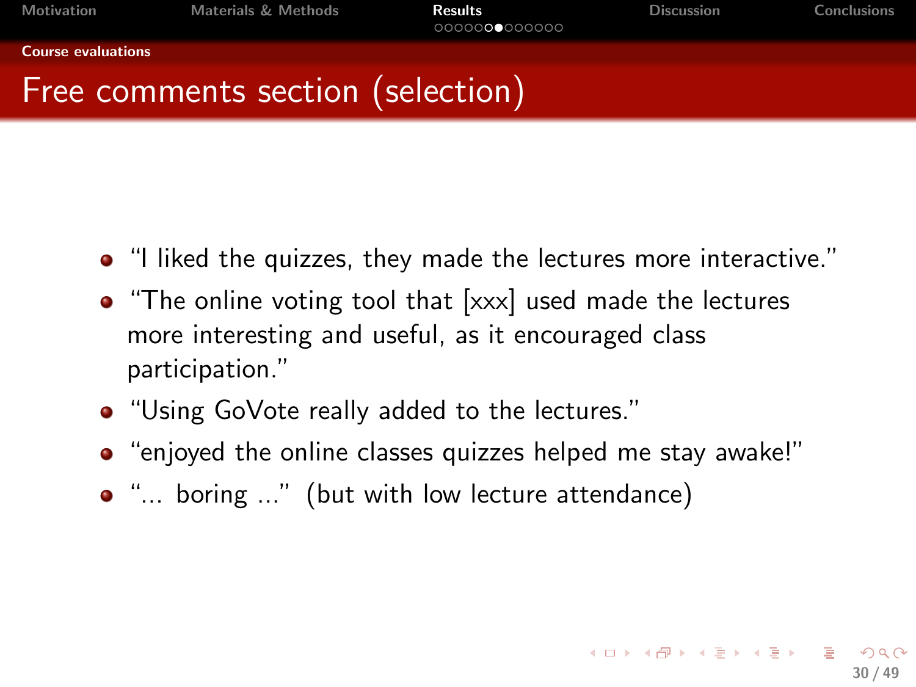## Course evaluations

# Free comments section (selection)

- "I liked the quizzes, they made the lectures more interactive."
- "The online voting tool that [xxx] used made the lectures more interesting and useful, as it encouraged class participation."
- "Using GoVote really added to the lectures."
- "enjoyed the online classes quizzes helped me stay awake!"
- "... boring ..." (but with low lecture attendance)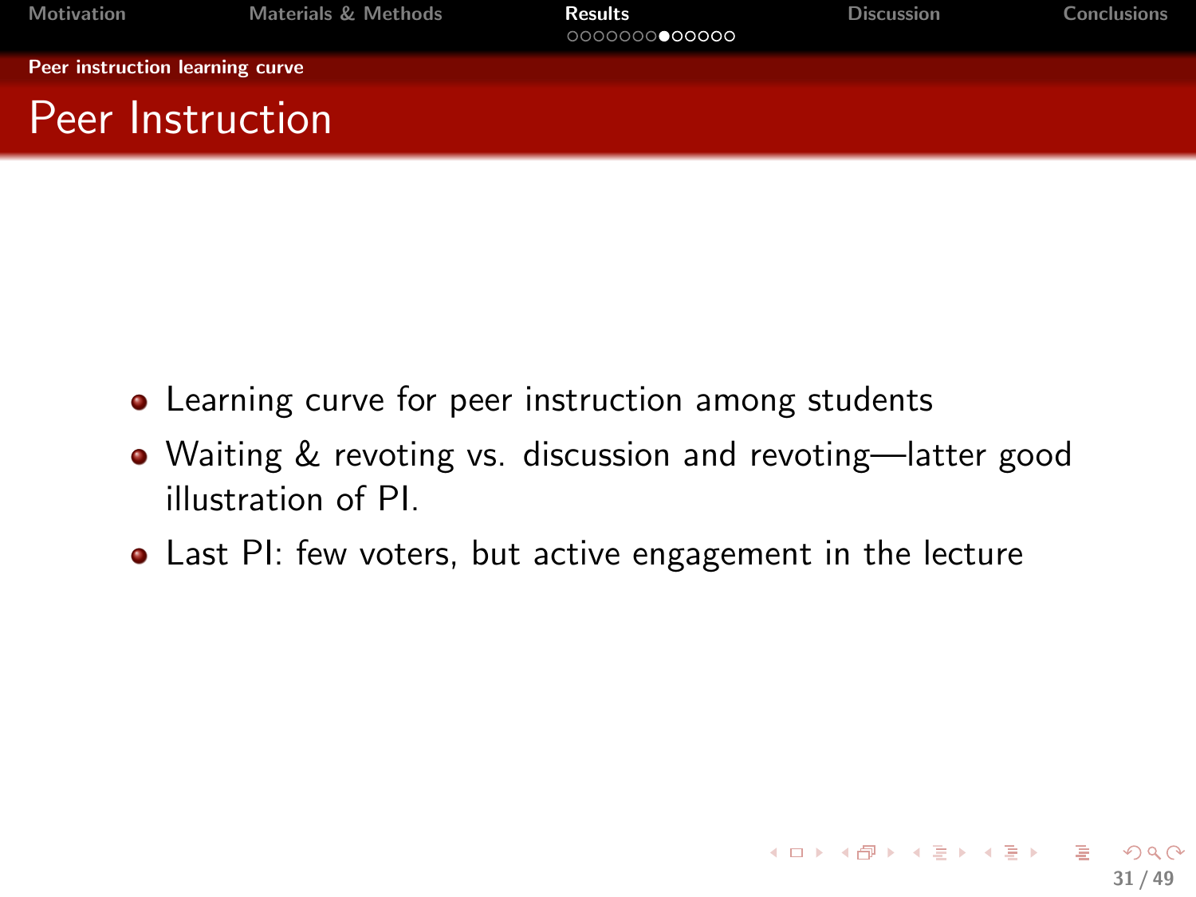## Peer instruction learning curve

# Peer Instruction

- Learning curve for peer instruction among students
- Waiting & revoting vs. discussion and revoting—latter good illustration of PI.
- Last PI: few voters, but active engagement in the lecture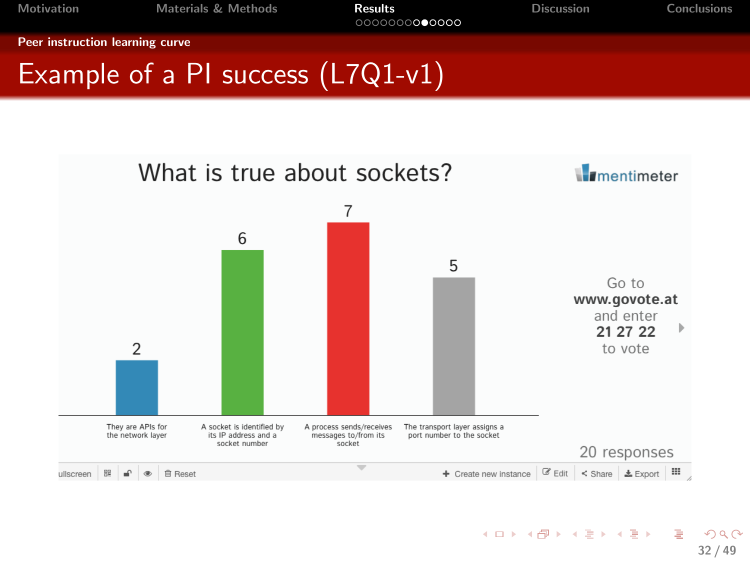Peer instruction learning curve

# Example of a PI success (L7Q1-v1)

## What is true about sockets?

| Answer | Votes |
| --- | --- |
| They are APIs for the network layer | 2 |
| A socket is identified by its IP address and a socket number | 6 |
| A process sends/receives messages to/from its socket | 7 |
| The transport layer assigns a port number to the socket | 5 |

Go to **www.govote.at** and enter **21 27 22** to vote

20 responses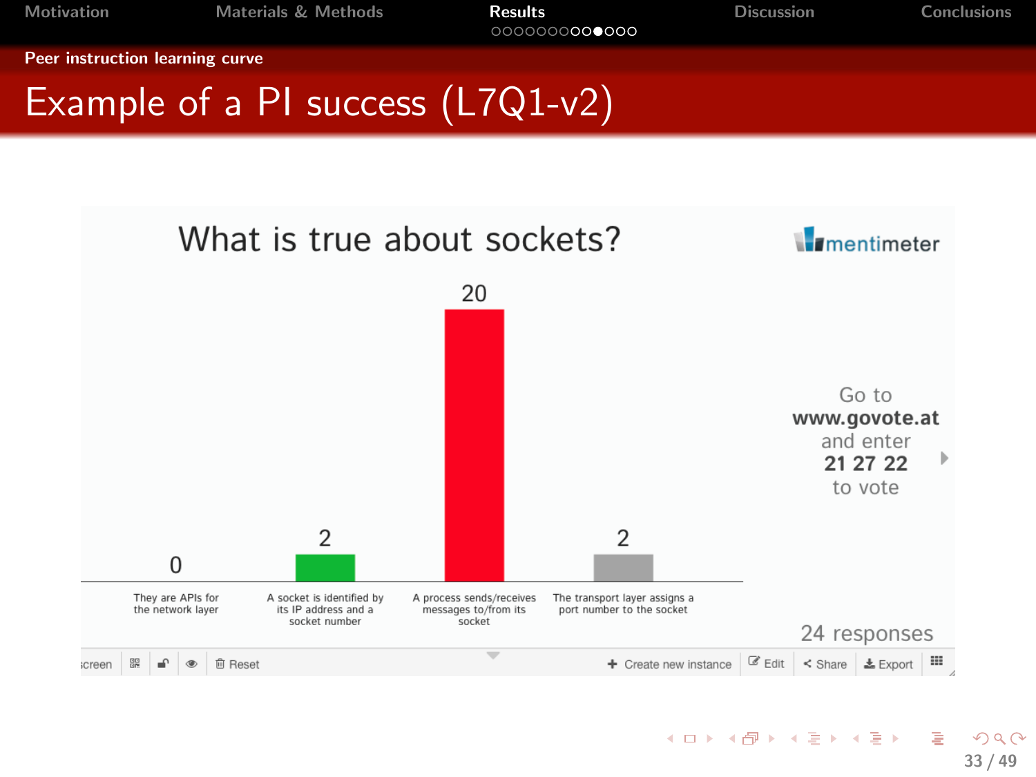## Peer instruction learning curve

# Example of a PI success (L7Q1-v2)

**What is true about sockets?**

mentimeter

| Answer | Votes |
|---|---|
| They are APIs for the network layer | 0 |
| A socket is identified by its IP address and a socket number | 2 |
| A process sends/receives messages to/from its socket | 20 |
| The transport layer assigns a port number to the socket | 2 |

Go to **www.govote.at** and enter **21 27 22** to vote

24 responses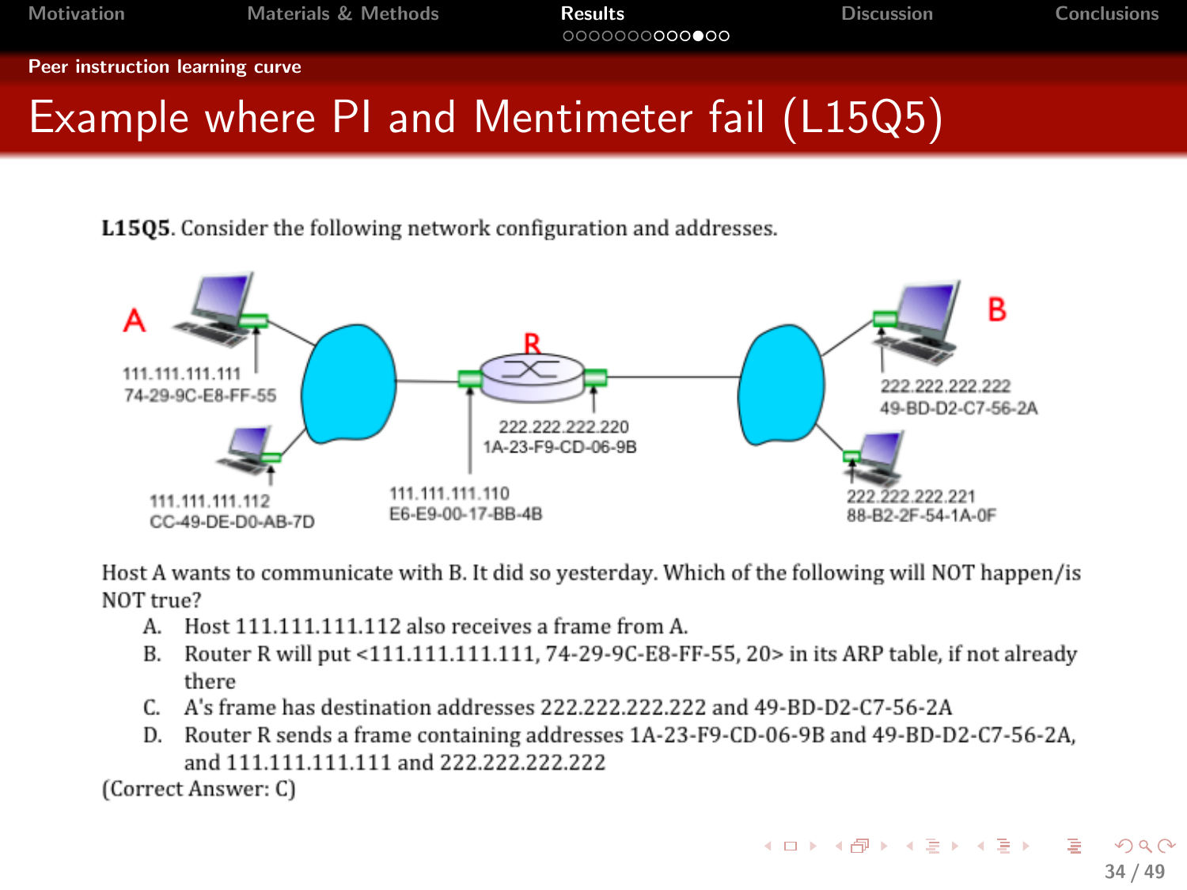## Peer instruction learning curve

# Example where PI and Mentimeter fail (L15Q5)

**L15Q5**. Consider the following network configuration and addresses.

A — 111.111.111.111, 74-29-9C-E8-FF-55

111.111.111.112, CC-49-DE-D0-AB-7D

R — 111.111.111.110, E6-E9-00-17-BB-4B; 222.222.222.220, 1A-23-F9-CD-06-9B

B — 222.222.222.222, 49-BD-D2-C7-56-2A

222.222.222.221, 88-B2-2F-54-1A-0F

Host A wants to communicate with B. It did so yesterday. Which of the following will NOT happen/is NOT true?

A. Host 111.111.111.112 also receives a frame from A.

B. Router R will put <111.111.111.111, 74-29-9C-E8-FF-55, 20> in its ARP table, if not already there

C. A's frame has destination addresses 222.222.222.222 and 49-BD-D2-C7-56-2A

D. Router R sends a frame containing addresses 1A-23-F9-CD-06-9B and 49-BD-D2-C7-56-2A, and 111.111.111.111 and 222.222.222.222

(Correct Answer: C)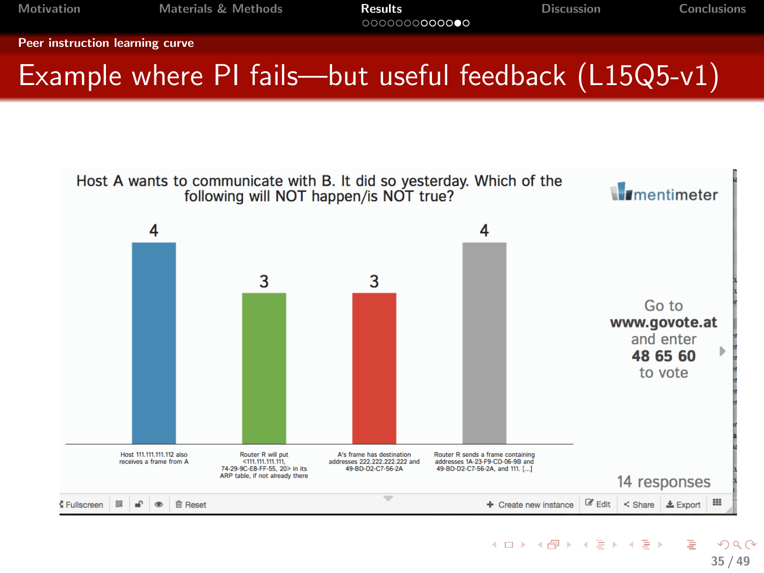## Peer instruction learning curve

# Example where PI fails—but useful feedback (L15Q5-v1)

Host A wants to communicate with B. It did so yesterday. Which of the following will NOT happen/is NOT true?

| Option | Responses |
|---|---|
| Host 111.111.111.112 also receives a frame from A | 4 |
| Router R will put <111.111.111.111, 74-29-9C-E8-FF-55, 20> in its ARP table, if not already there | 3 |
| A's frame has destination addresses 222.222.222.222 and 49-BD-D2-C7-56-2A | 3 |
| Router R sends a frame containing addresses 1A-23-F9-CD-06-9B and 49-BD-D2-C7-56-2A, and 111. [...] | 4 |

Go to **www.govote.at** and enter **48 65 60** to vote

14 responses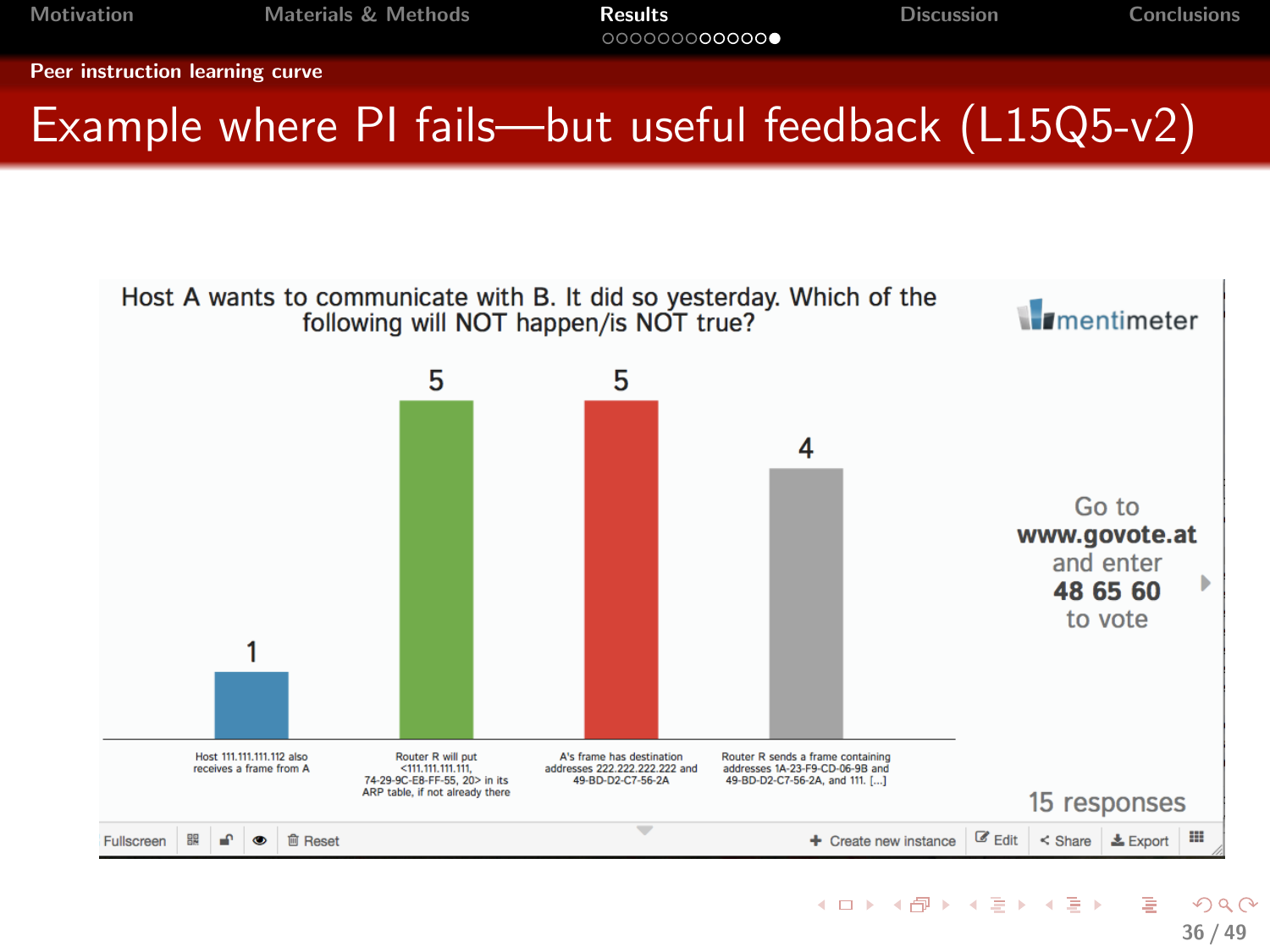## Peer instruction learning curve

# Example where PI fails—but useful feedback (L15Q5-v2)

Host A wants to communicate with B. It did so yesterday. Which of the following will NOT happen/is NOT true?

| Answer | Votes |
|---|---|
| Host 111.111.111.112 also receives a frame from A | 1 |
| Router R will put <111.111.111.111, 74-29-9C-E8-FF-55, 20> in its ARP table, if not already there | 5 |
| A's frame has destination addresses 222.222.222.222 and 49-BD-D2-C7-56-2A | 5 |
| Router R sends a frame containing addresses 1A-23-F9-CD-06-9B and 49-BD-D2-C7-56-2A, and 111. [...] | 4 |

Go to **www.govote.at** and enter **48 65 60** to vote

15 responses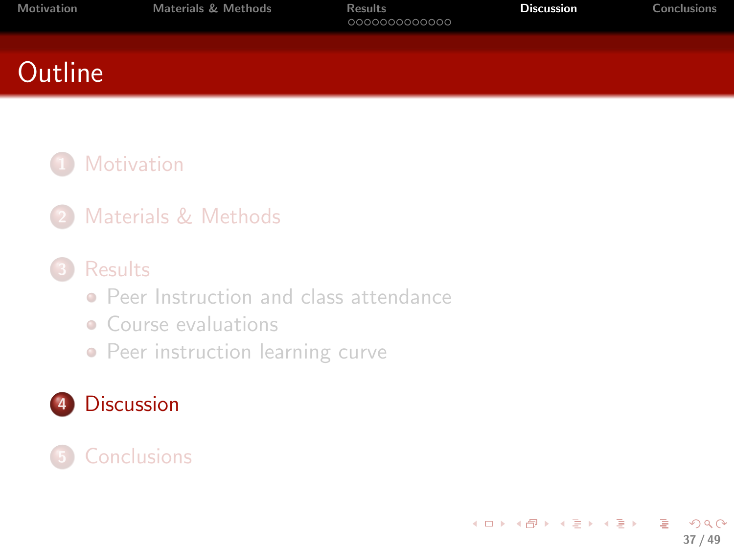# Outline

1. Motivation
2. Materials & Methods
3. Results
   - Peer Instruction and class attendance
   - Course evaluations
   - Peer instruction learning curve
4. Discussion
5. Conclusions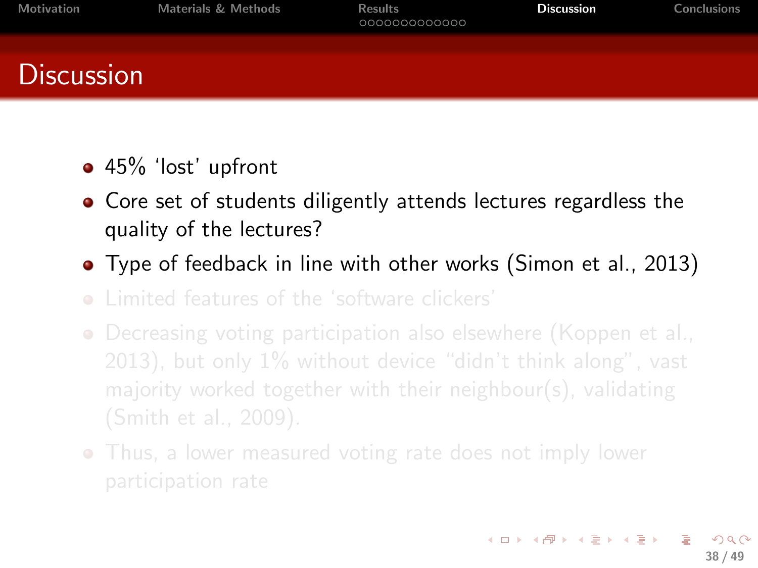# Discussion

- 45% 'lost' upfront
- Core set of students diligently attends lectures regardless the quality of the lectures?
- Type of feedback in line with other works (Simon et al., 2013)
- Limited features of the 'software clickers'
- Decreasing voting participation also elsewhere (Koppen et al., 2013), but only 1% without device "didn't think along", vast majority worked together with their neighbour(s), validating (Smith et al., 2009).
- Thus, a lower measured voting rate does not imply lower participation rate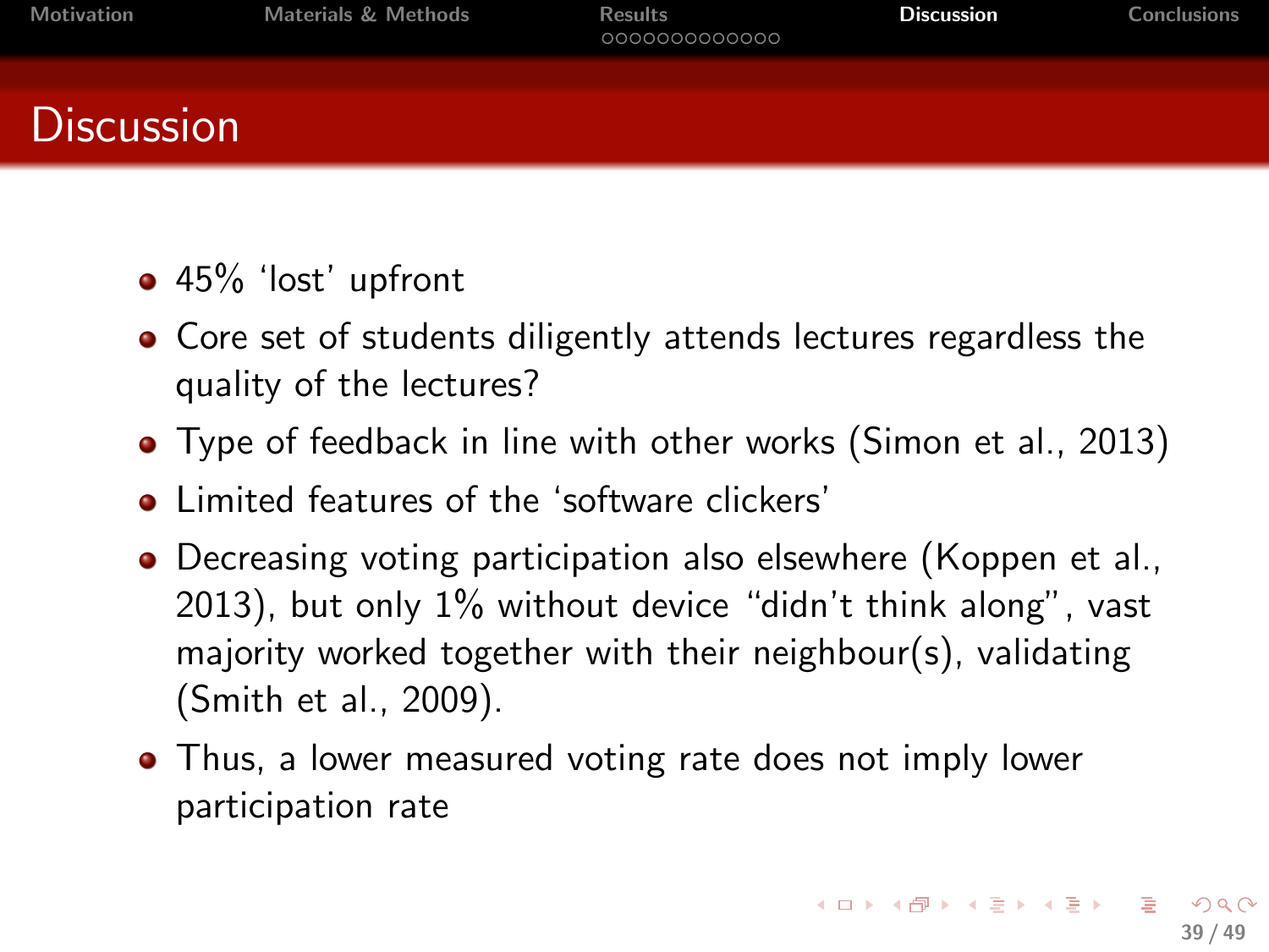# Discussion

- 45% 'lost' upfront
- Core set of students diligently attends lectures regardless the quality of the lectures?
- Type of feedback in line with other works (Simon et al., 2013)
- Limited features of the 'software clickers'
- Decreasing voting participation also elsewhere (Koppen et al., 2013), but only 1% without device "didn't think along", vast majority worked together with their neighbour(s), validating (Smith et al., 2009).
- Thus, a lower measured voting rate does not imply lower participation rate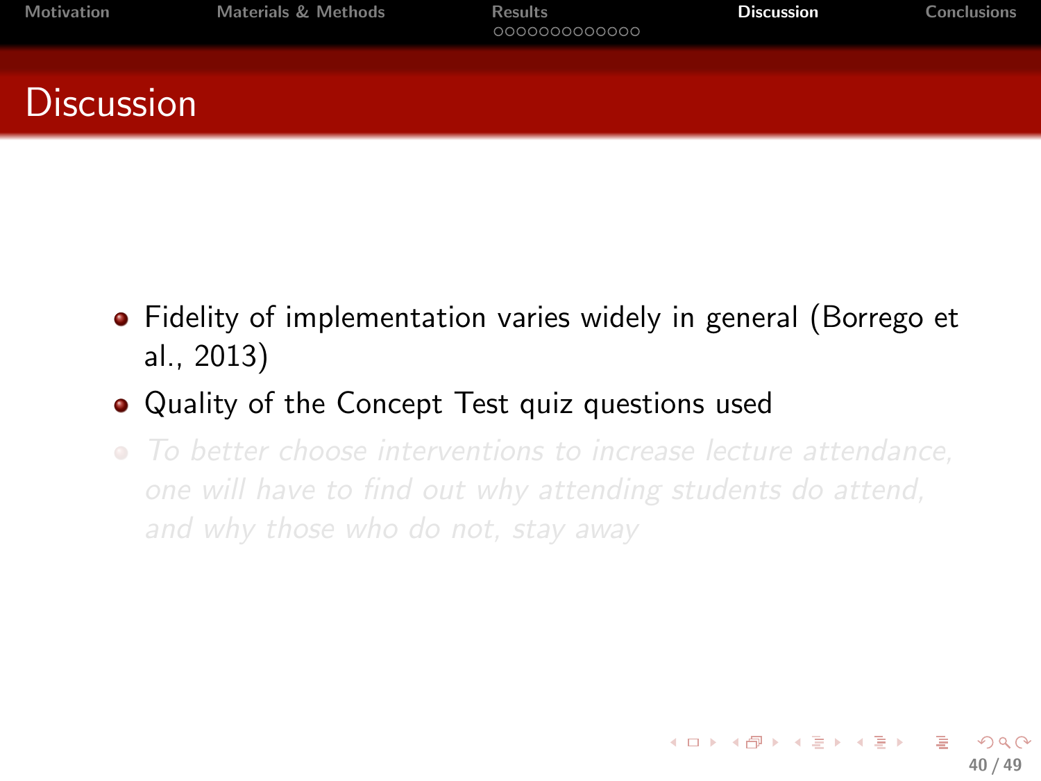# Discussion

- Fidelity of implementation varies widely in general (Borrego et al., 2013)
- Quality of the Concept Test quiz questions used
- *To better choose interventions to increase lecture attendance, one will have to find out why attending students do attend, and why those who do not, stay away*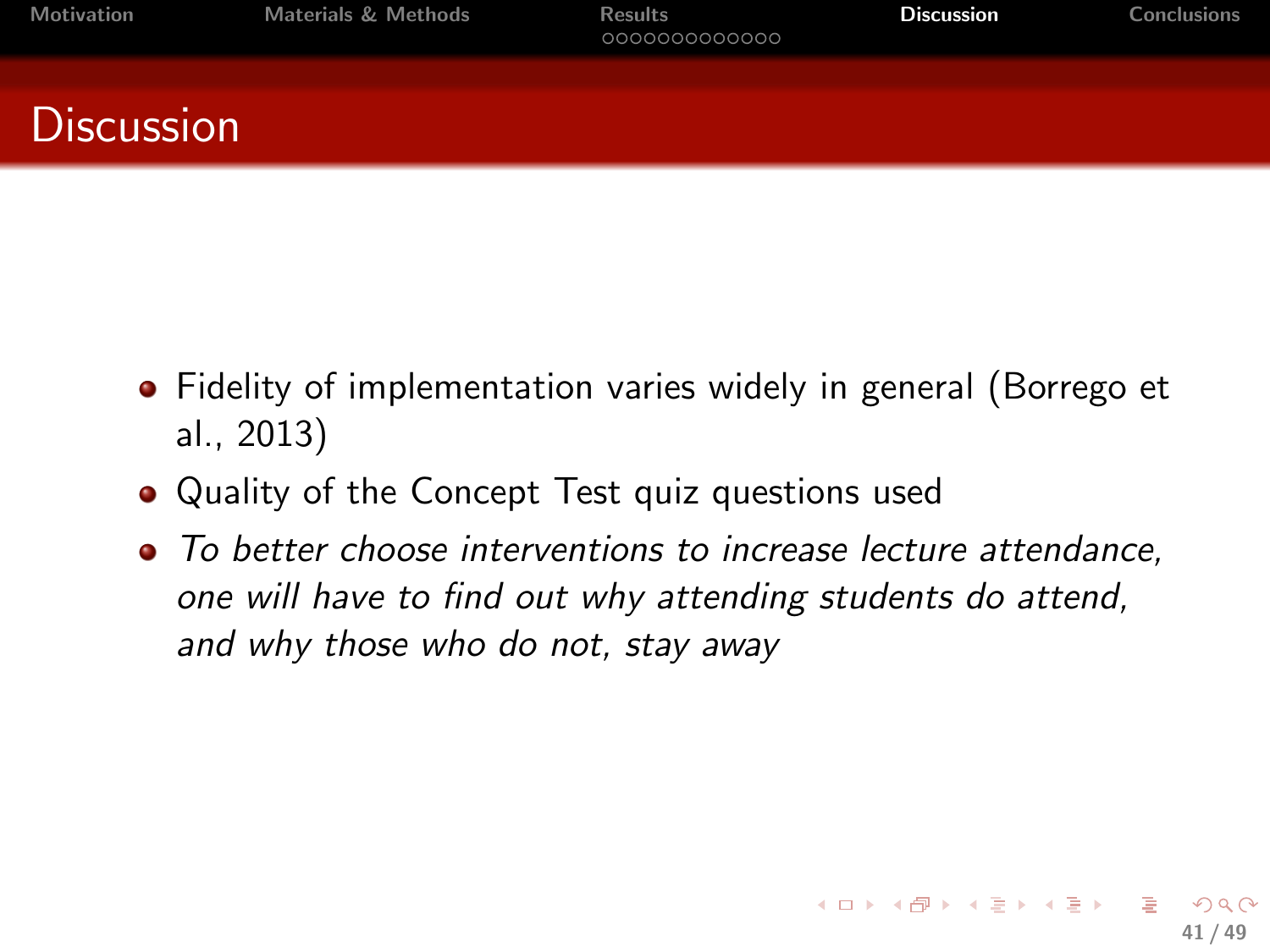# Discussion

- Fidelity of implementation varies widely in general (Borrego et al., 2013)
- Quality of the Concept Test quiz questions used
- *To better choose interventions to increase lecture attendance, one will have to find out why attending students do attend, and why those who do not, stay away*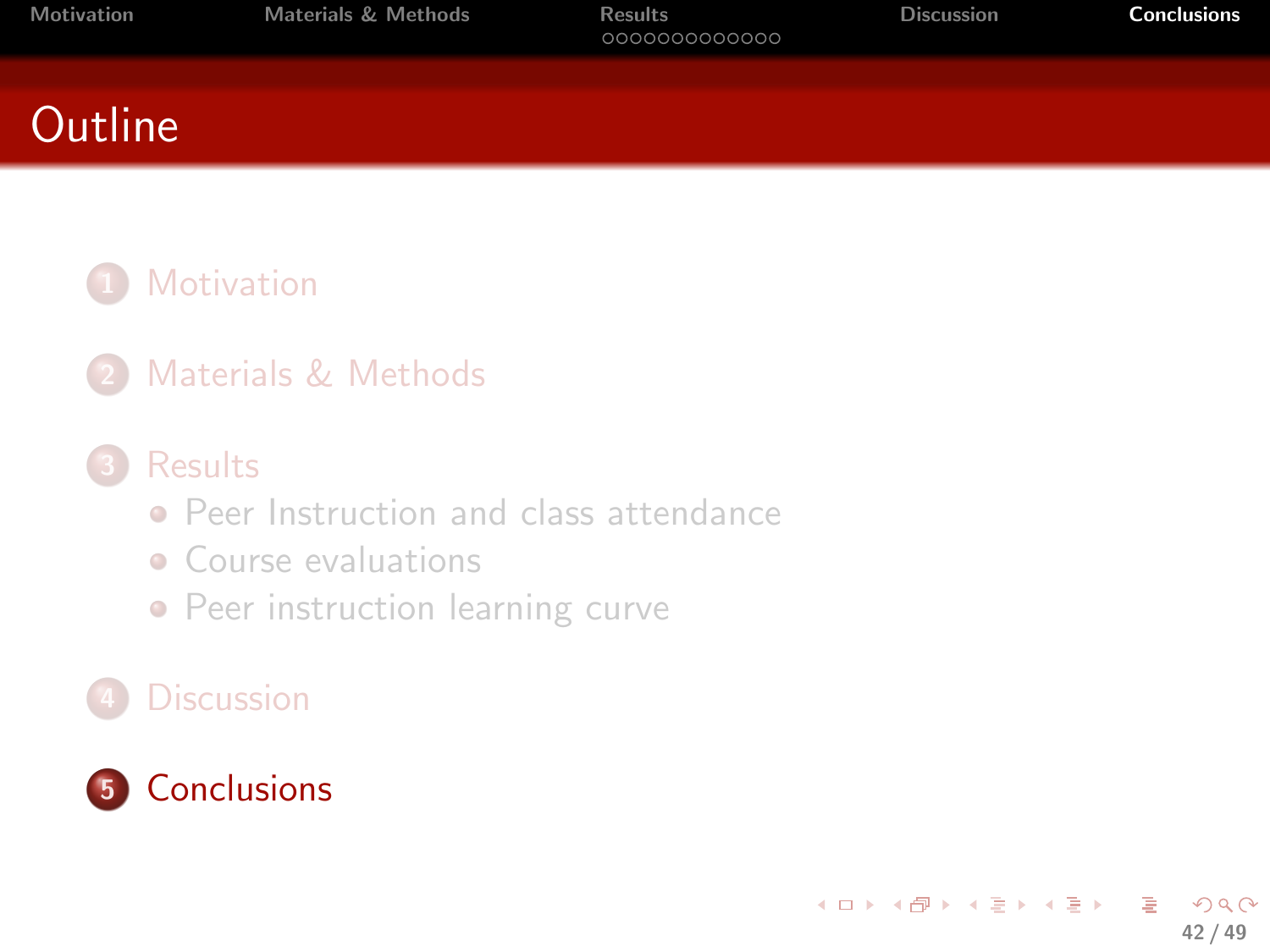# Outline

1. Motivation
2. Materials & Methods
3. Results
   - Peer Instruction and class attendance
   - Course evaluations
   - Peer instruction learning curve
4. Discussion
5. Conclusions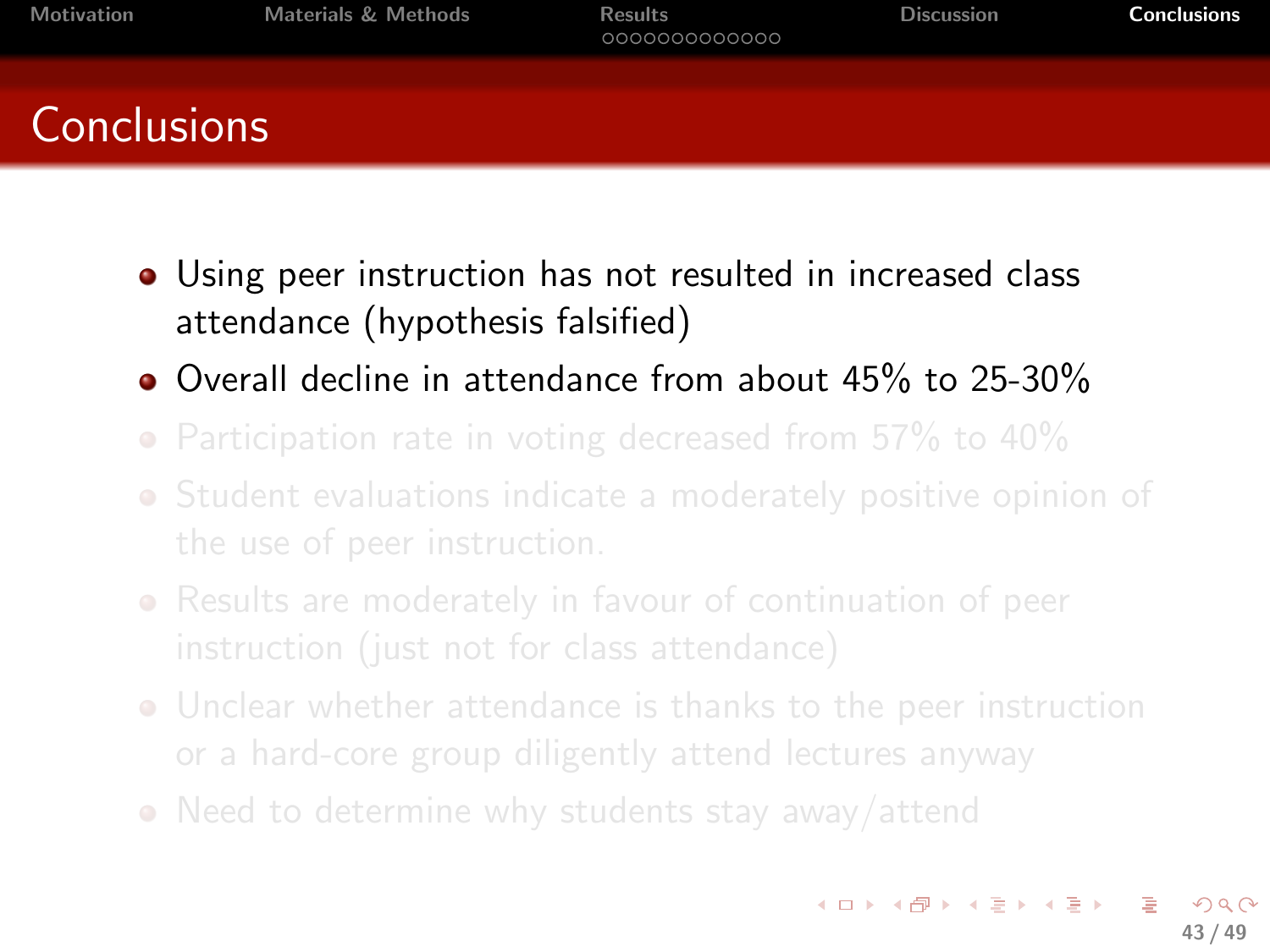# Conclusions

- Using peer instruction has not resulted in increased class attendance (hypothesis falsified)
- Overall decline in attendance from about 45% to 25-30%
- Participation rate in voting decreased from 57% to 40%
- Student evaluations indicate a moderately positive opinion of the use of peer instruction.
- Results are moderately in favour of continuation of peer instruction (just not for class attendance)
- Unclear whether attendance is thanks to the peer instruction or a hard-core group diligently attend lectures anyway
- Need to determine why students stay away/attend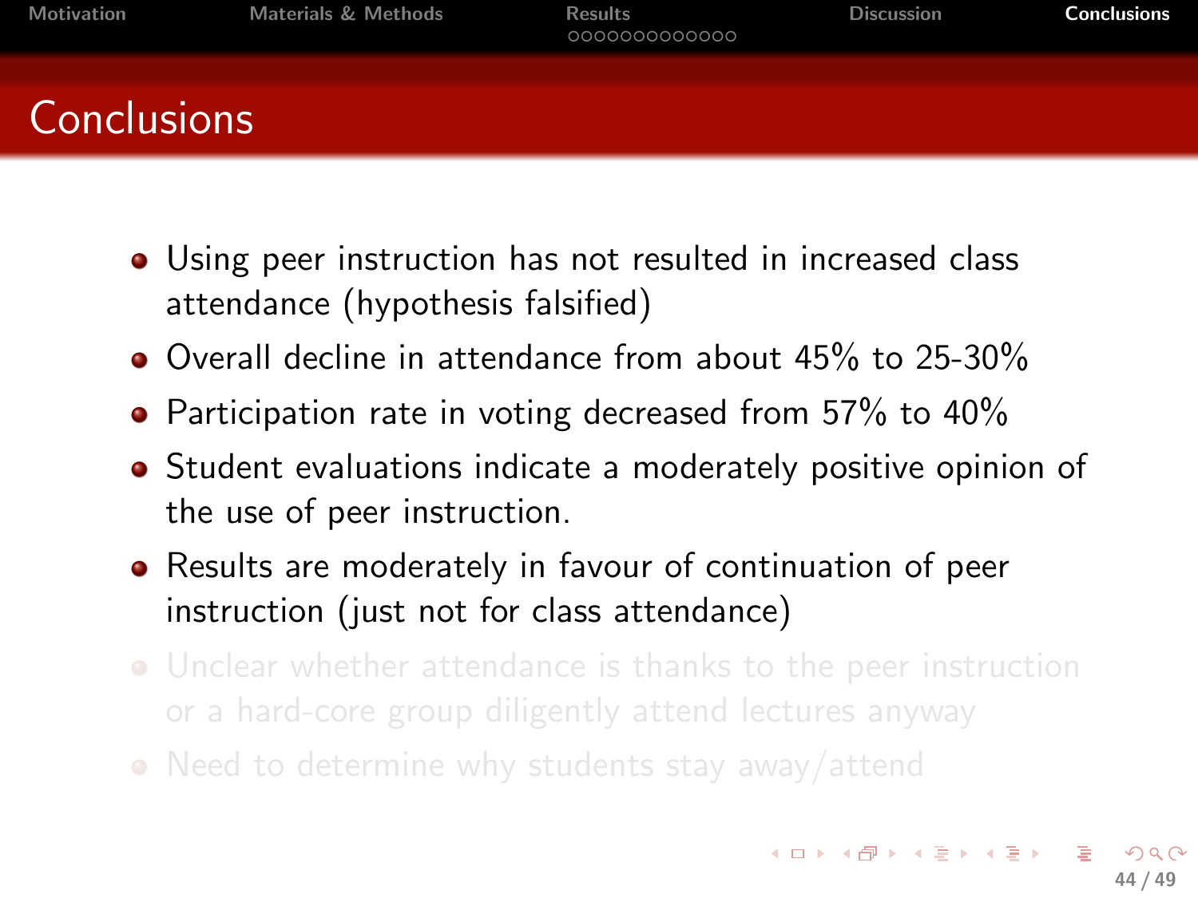# Conclusions

- Using peer instruction has not resulted in increased class attendance (hypothesis falsified)
- Overall decline in attendance from about 45% to 25-30%
- Participation rate in voting decreased from 57% to 40%
- Student evaluations indicate a moderately positive opinion of the use of peer instruction.
- Results are moderately in favour of continuation of peer instruction (just not for class attendance)
- Unclear whether attendance is thanks to the peer instruction or a hard-core group diligently attend lectures anyway
- Need to determine why students stay away/attend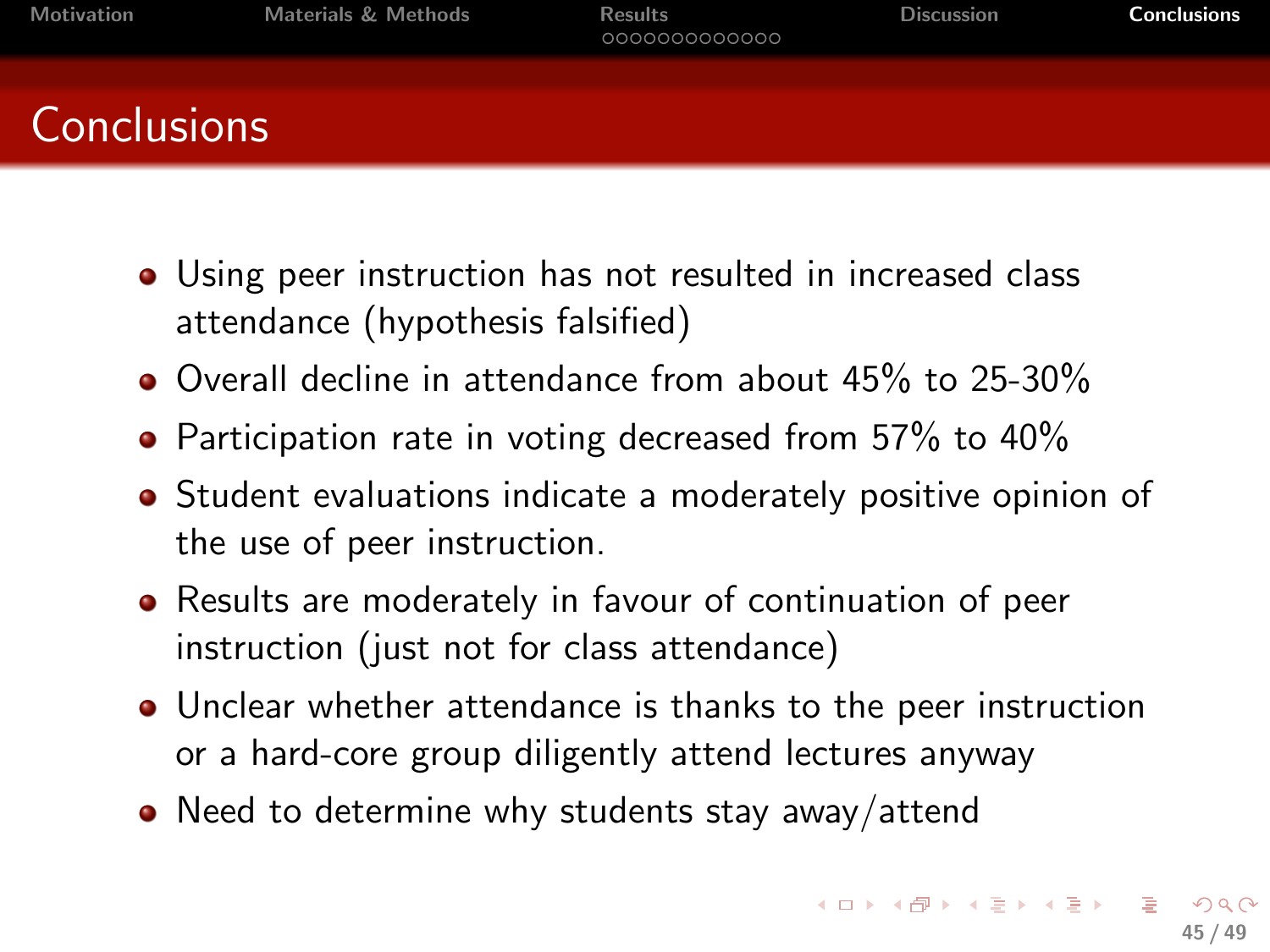# Conclusions

- Using peer instruction has not resulted in increased class attendance (hypothesis falsified)
- Overall decline in attendance from about 45% to 25-30%
- Participation rate in voting decreased from 57% to 40%
- Student evaluations indicate a moderately positive opinion of the use of peer instruction.
- Results are moderately in favour of continuation of peer instruction (just not for class attendance)
- Unclear whether attendance is thanks to the peer instruction or a hard-core group diligently attend lectures anyway
- Need to determine why students stay away/attend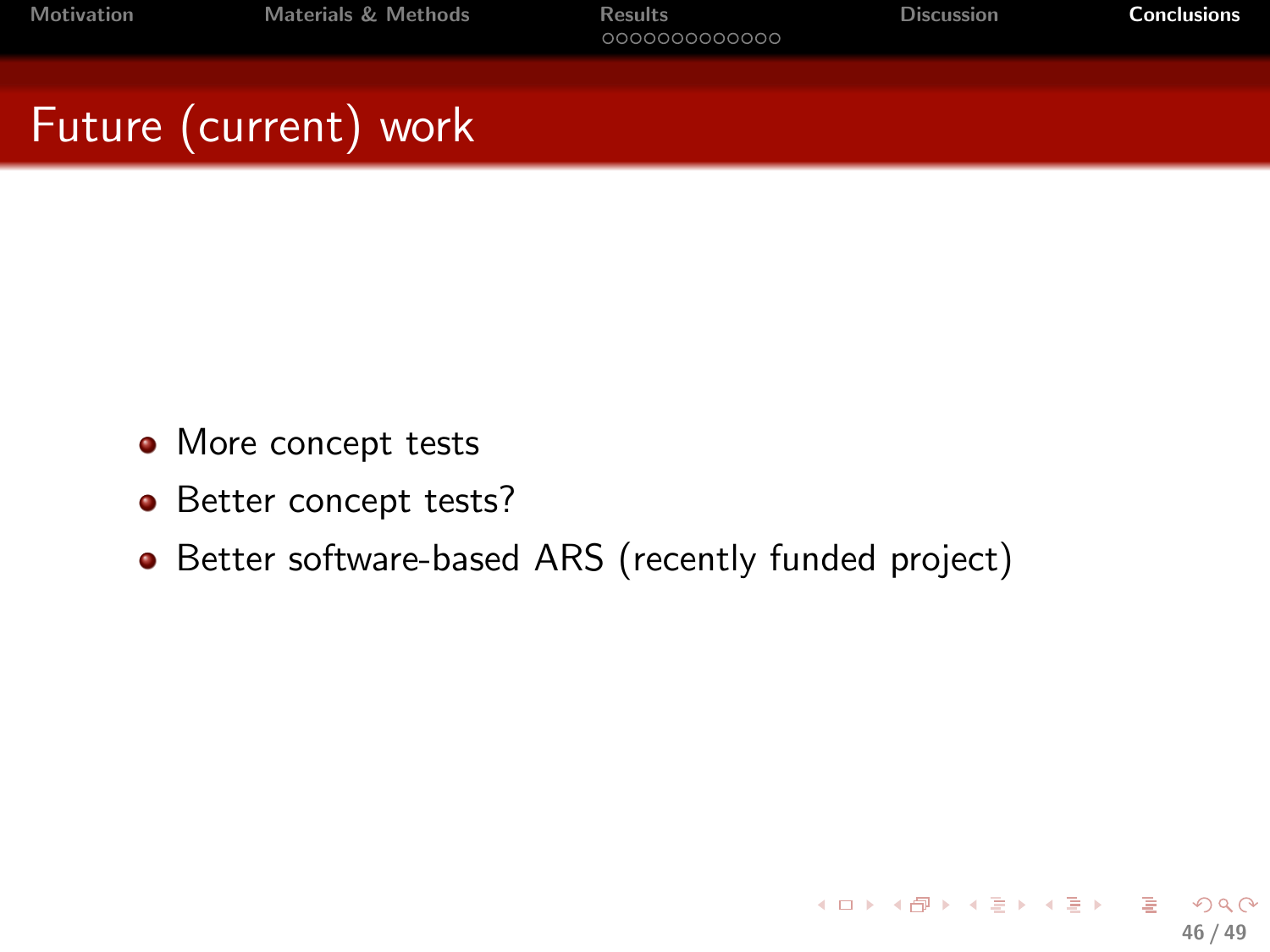# Future (current) work

- More concept tests
- Better concept tests?
- Better software-based ARS (recently funded project)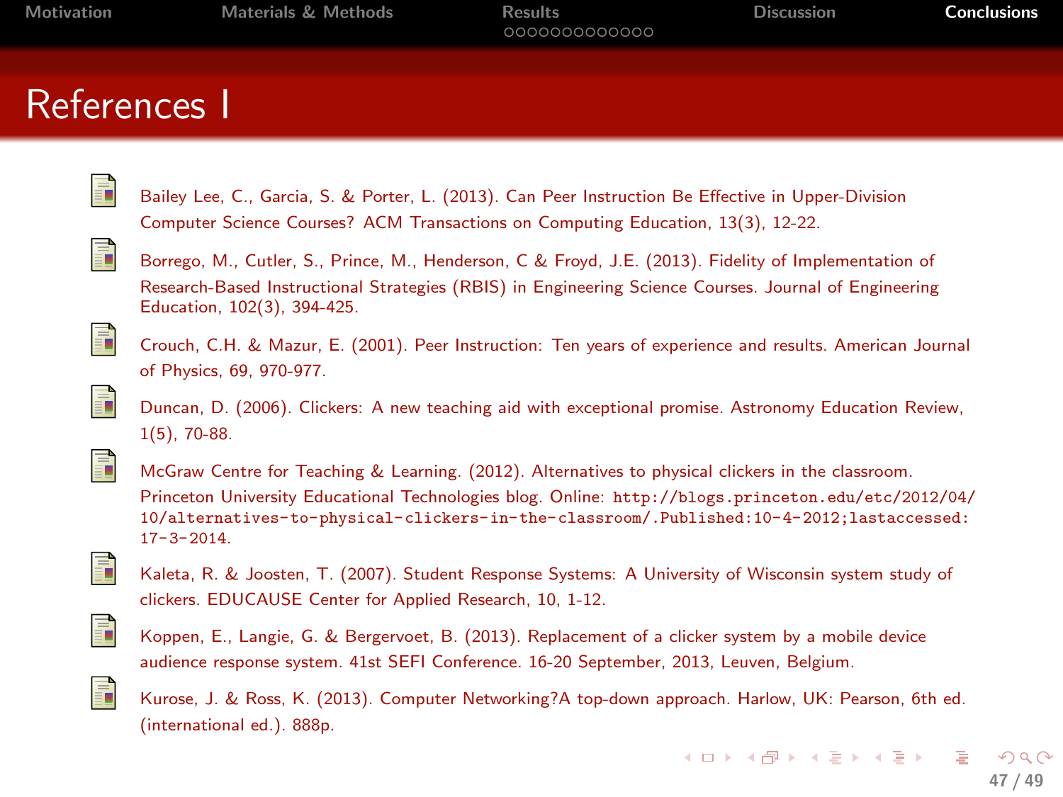# References I

- Bailey Lee, C., Garcia, S. & Porter, L. (2013). Can Peer Instruction Be Effective in Upper-Division Computer Science Courses? ACM Transactions on Computing Education, 13(3), 12-22.
- Borrego, M., Cutler, S., Prince, M., Henderson, C & Froyd, J.E. (2013). Fidelity of Implementation of Research-Based Instructional Strategies (RBIS) in Engineering Science Courses. Journal of Engineering Education, 102(3), 394-425.
- Crouch, C.H. & Mazur, E. (2001). Peer Instruction: Ten years of experience and results. American Journal of Physics, 69, 970-977.
- Duncan, D. (2006). Clickers: A new teaching aid with exceptional promise. Astronomy Education Review, 1(5), 70-88.
- McGraw Centre for Teaching & Learning. (2012). Alternatives to physical clickers in the classroom. Princeton University Educational Technologies blog. Online: `http://blogs.princeton.edu/etc/2012/04/10/alternatives-to-physical-clickers-in-the-classroom/.Published:10-4-2012;lastaccessed:17-3-2014.`
- Kaleta, R. & Joosten, T. (2007). Student Response Systems: A University of Wisconsin system study of clickers. EDUCAUSE Center for Applied Research, 10, 1-12.
- Koppen, E., Langie, G. & Bergervoet, B. (2013). Replacement of a clicker system by a mobile device audience response system. 41st SEFI Conference. 16-20 September, 2013, Leuven, Belgium.
- Kurose, J. & Ross, K. (2013). Computer Networking?A top-down approach. Harlow, UK: Pearson, 6th ed. (international ed.). 888p.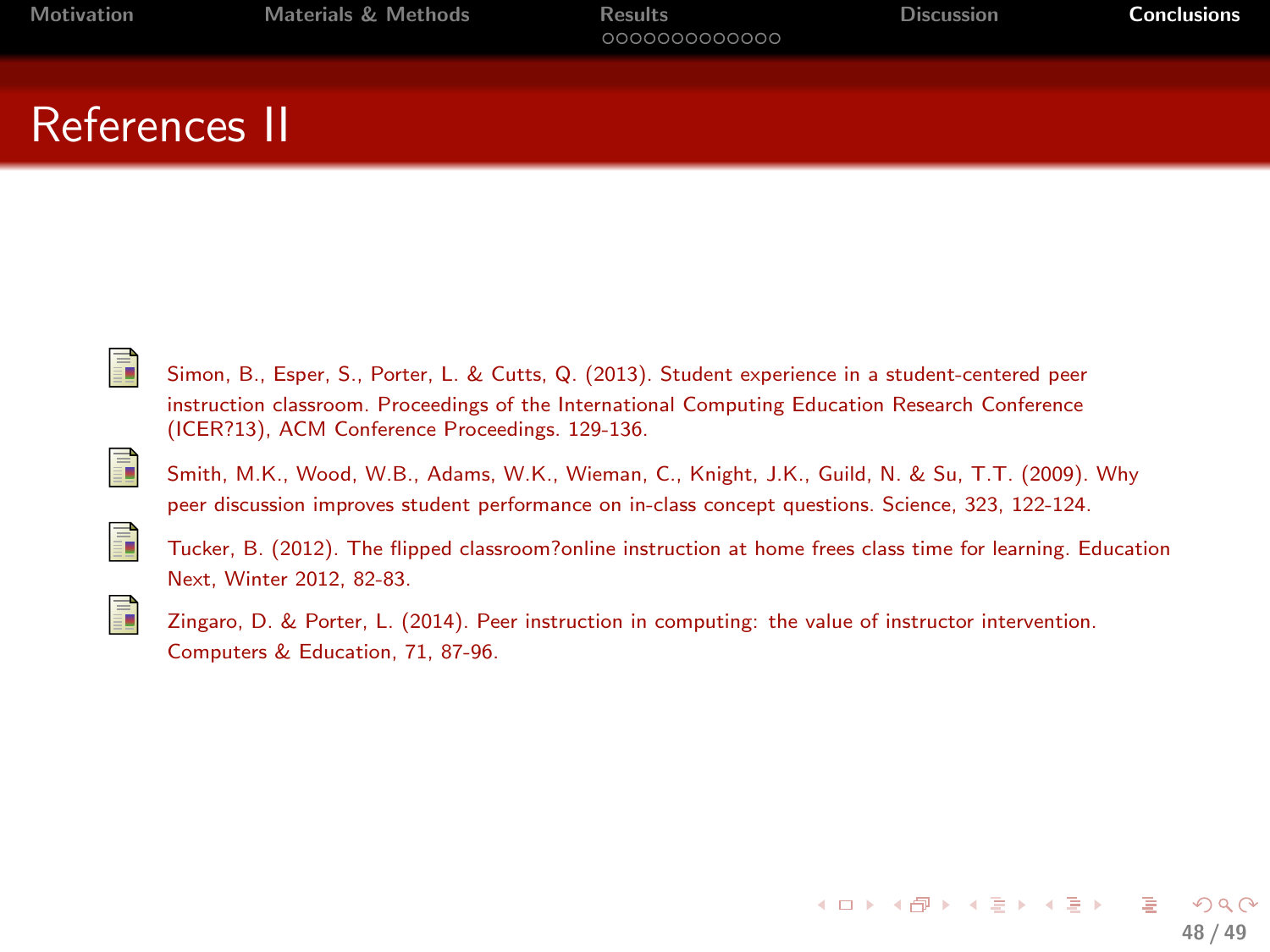# References II

- Simon, B., Esper, S., Porter, L. & Cutts, Q. (2013). Student experience in a student-centered peer instruction classroom. Proceedings of the International Computing Education Research Conference (ICER?13), ACM Conference Proceedings. 129-136.
- Smith, M.K., Wood, W.B., Adams, W.K., Wieman, C., Knight, J.K., Guild, N. & Su, T.T. (2009). Why peer discussion improves student performance on in-class concept questions. Science, 323, 122-124.
- Tucker, B. (2012). The flipped classroom?online instruction at home frees class time for learning. Education Next, Winter 2012, 82-83.
- Zingaro, D. & Porter, L. (2014). Peer instruction in computing: the value of instructor intervention. Computers & Education, 71, 87-96.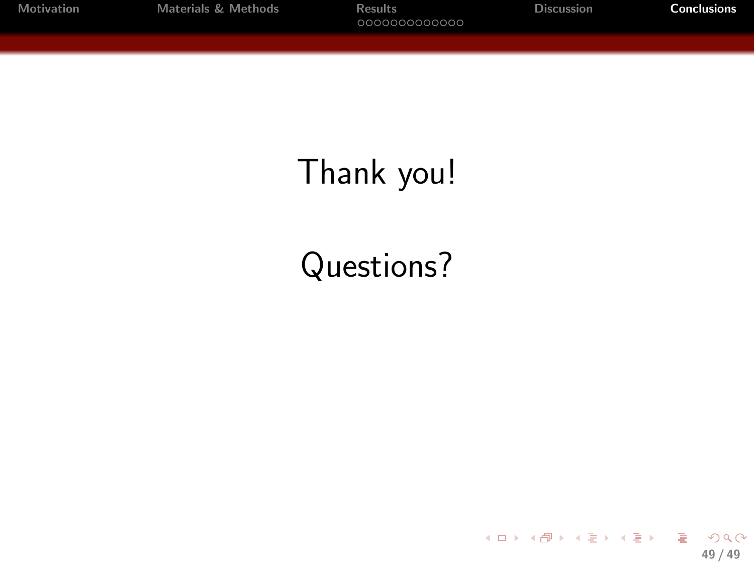Thank you!

Questions?